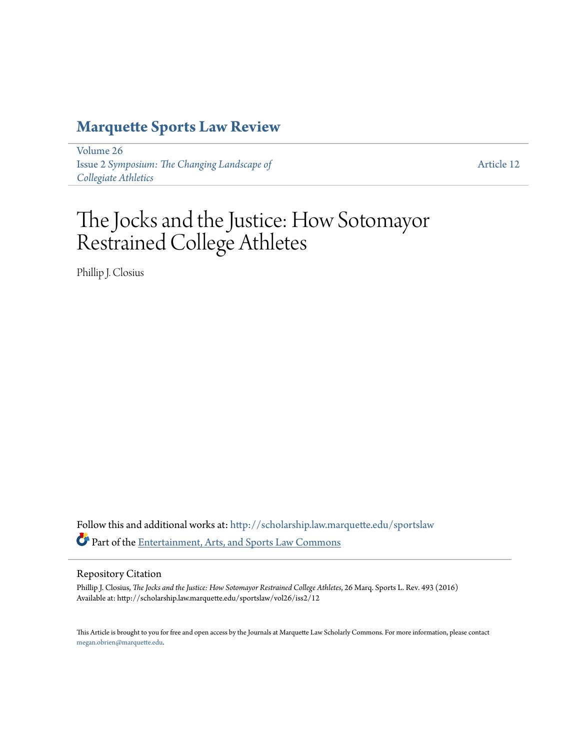## Marquette Sports Law Review

Volume 26
Issue 2 *Symposium: The Changing Landscape of Collegiate Athletics*

Article 12

# The Jocks and the Justice: How Sotomayor Restrained College Athletes

Phillip J. Closius

Follow this and additional works at: http://scholarship.law.marquette.edu/sportslaw

Part of the Entertainment, Arts, and Sports Law Commons

### Repository Citation

Phillip J. Closius, *The Jocks and the Justice: How Sotomayor Restrained College Athletes*, 26 Marq. Sports L. Rev. 493 (2016)
Available at: http://scholarship.law.marquette.edu/sportslaw/vol26/iss2/12

This Article is brought to you for free and open access by the Journals at Marquette Law Scholarly Commons. For more information, please contact megan.obrien@marquette.edu.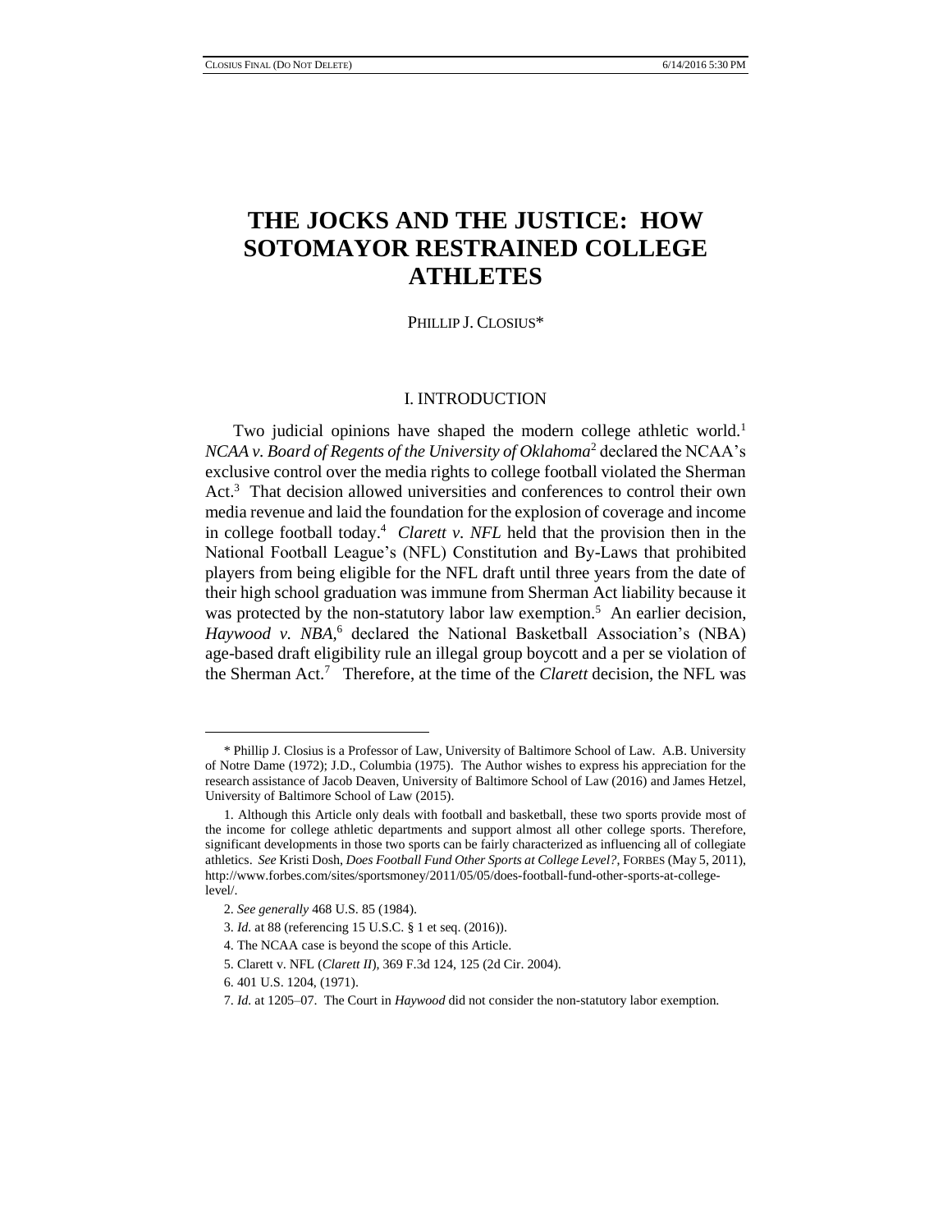# THE JOCKS AND THE JUSTICE: HOW SOTOMAYOR RESTRAINED COLLEGE ATHLETES

PHILLIP J. CLOSIUS*

## I. INTRODUCTION

Two judicial opinions have shaped the modern college athletic world.[1] *NCAA v. Board of Regents of the University of Oklahoma*[2] declared the NCAA's exclusive control over the media rights to college football violated the Sherman Act.[3] That decision allowed universities and conferences to control their own media revenue and laid the foundation for the explosion of coverage and income in college football today.[4] *Clarett v. NFL* held that the provision then in the National Football League's (NFL) Constitution and By-Laws that prohibited players from being eligible for the NFL draft until three years from the date of their high school graduation was immune from Sherman Act liability because it was protected by the non-statutory labor law exemption.[5] An earlier decision, *Haywood v. NBA*,[6] declared the National Basketball Association's (NBA) age-based draft eligibility rule an illegal group boycott and a per se violation of the Sherman Act.[7] Therefore, at the time of the *Clarett* decision, the NFL was

---

\* Phillip J. Closius is a Professor of Law, University of Baltimore School of Law. A.B. University of Notre Dame (1972); J.D., Columbia (1975). The Author wishes to express his appreciation for the research assistance of Jacob Deaven, University of Baltimore School of Law (2016) and James Hetzel, University of Baltimore School of Law (2015).

1. Although this Article only deals with football and basketball, these two sports provide most of the income for college athletic departments and support almost all other college sports. Therefore, significant developments in those two sports can be fairly characterized as influencing all of collegiate athletics. *See* Kristi Dosh, *Does Football Fund Other Sports at College Level?*, FORBES (May 5, 2011), http://www.forbes.com/sites/sportsmoney/2011/05/05/does-football-fund-other-sports-at-college-level/.

2. *See generally* 468 U.S. 85 (1984).

3. *Id.* at 88 (referencing 15 U.S.C. § 1 et seq. (2016)).

4. The NCAA case is beyond the scope of this Article.

5. Clarett v. NFL (*Clarett II*), 369 F.3d 124, 125 (2d Cir. 2004).

6. 401 U.S. 1204, (1971).

7. *Id.* at 1205–07. The Court in *Haywood* did not consider the non-statutory labor exemption.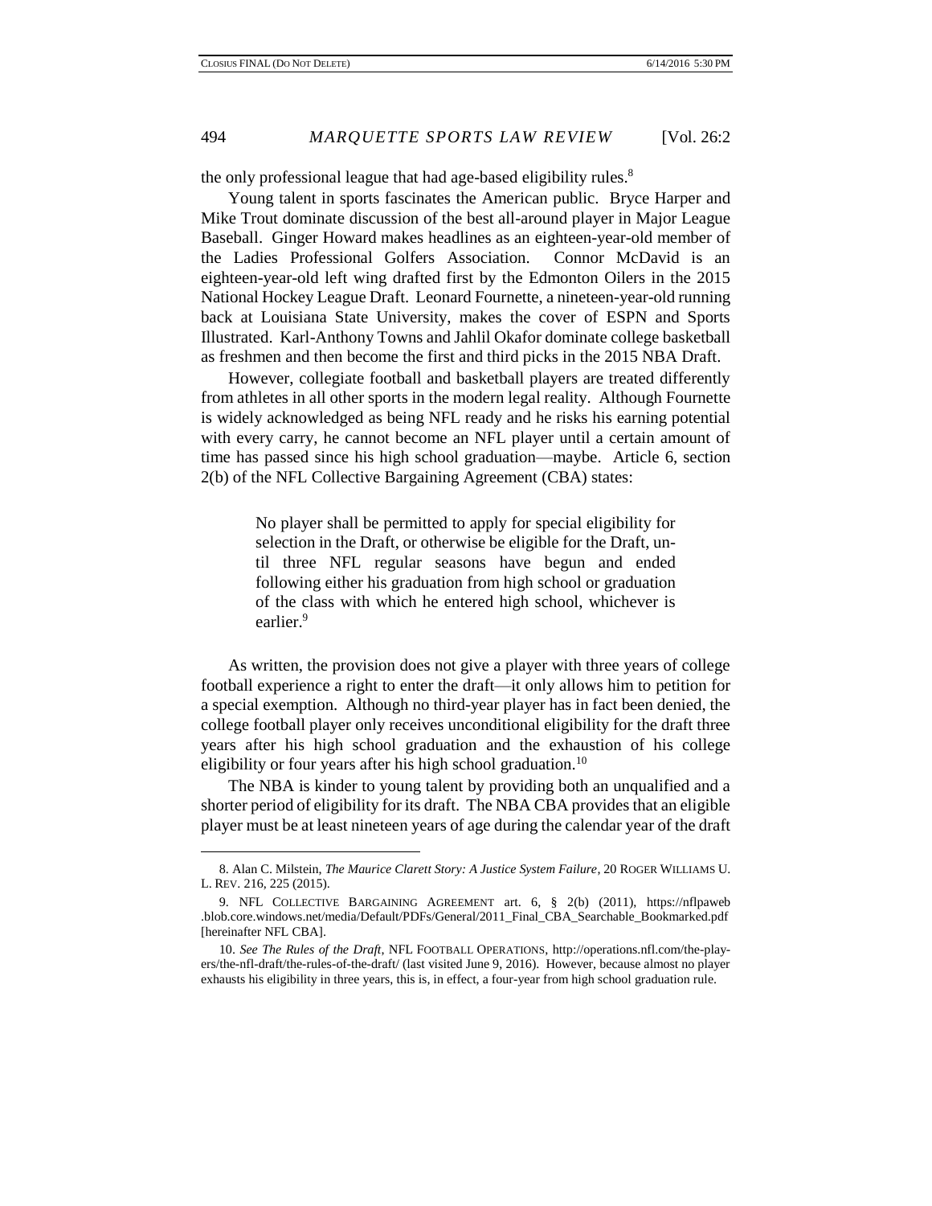the only professional league that had age-based eligibility rules.[8]

Young talent in sports fascinates the American public. Bryce Harper and Mike Trout dominate discussion of the best all-around player in Major League Baseball. Ginger Howard makes headlines as an eighteen-year-old member of the Ladies Professional Golfers Association. Connor McDavid is an eighteen-year-old left wing drafted first by the Edmonton Oilers in the 2015 National Hockey League Draft. Leonard Fournette, a nineteen-year-old running back at Louisiana State University, makes the cover of ESPN and Sports Illustrated. Karl-Anthony Towns and Jahlil Okafor dominate college basketball as freshmen and then become the first and third picks in the 2015 NBA Draft.

However, collegiate football and basketball players are treated differently from athletes in all other sports in the modern legal reality. Although Fournette is widely acknowledged as being NFL ready and he risks his earning potential with every carry, he cannot become an NFL player until a certain amount of time has passed since his high school graduation—maybe. Article 6, section 2(b) of the NFL Collective Bargaining Agreement (CBA) states:

> No player shall be permitted to apply for special eligibility for selection in the Draft, or otherwise be eligible for the Draft, until three NFL regular seasons have begun and ended following either his graduation from high school or graduation of the class with which he entered high school, whichever is earlier.[9]

As written, the provision does not give a player with three years of college football experience a right to enter the draft—it only allows him to petition for a special exemption. Although no third-year player has in fact been denied, the college football player only receives unconditional eligibility for the draft three years after his high school graduation and the exhaustion of his college eligibility or four years after his high school graduation.[10]

The NBA is kinder to young talent by providing both an unqualified and a shorter period of eligibility for its draft. The NBA CBA provides that an eligible player must be at least nineteen years of age during the calendar year of the draft

---

8. Alan C. Milstein, *The Maurice Clarett Story: A Justice System Failure*, 20 ROGER WILLIAMS U. L. REV. 216, 225 (2015).

9. NFL COLLECTIVE BARGAINING AGREEMENT art. 6, § 2(b) (2011), https://nflpaweb.blob.core.windows.net/media/Default/PDFs/General/2011_Final_CBA_Searchable_Bookmarked.pdf [hereinafter NFL CBA].

10. *See The Rules of the Draft*, NFL FOOTBALL OPERATIONS, http://operations.nfl.com/the-players/the-nfl-draft/the-rules-of-the-draft/ (last visited June 9, 2016). However, because almost no player exhausts his eligibility in three years, this is, in effect, a four-year from high school graduation rule.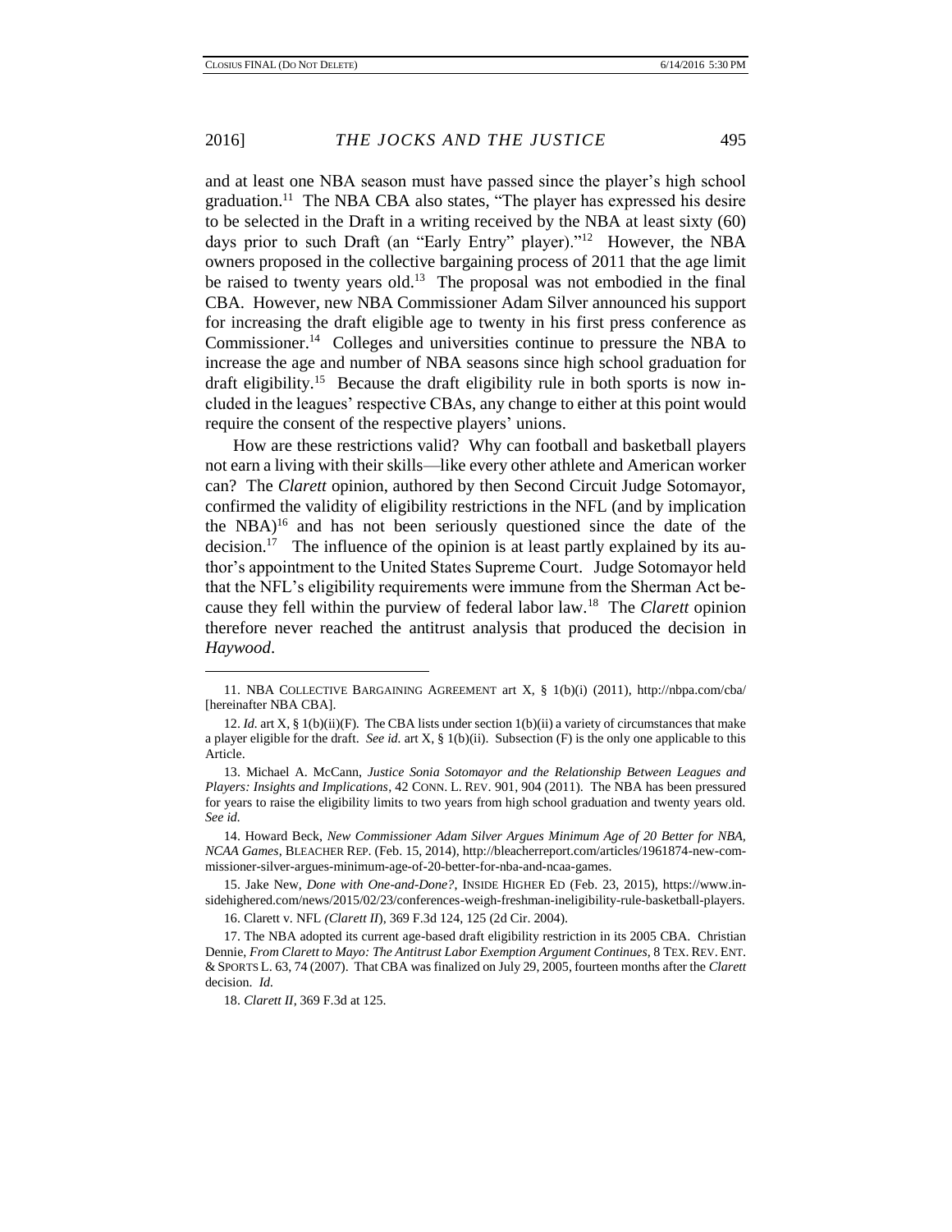and at least one NBA season must have passed since the player's high school graduation.[11] The NBA CBA also states, "The player has expressed his desire to be selected in the Draft in a writing received by the NBA at least sixty (60) days prior to such Draft (an "Early Entry" player)."[12] However, the NBA owners proposed in the collective bargaining process of 2011 that the age limit be raised to twenty years old.[13] The proposal was not embodied in the final CBA. However, new NBA Commissioner Adam Silver announced his support for increasing the draft eligible age to twenty in his first press conference as Commissioner.[14] Colleges and universities continue to pressure the NBA to increase the age and number of NBA seasons since high school graduation for draft eligibility.[15] Because the draft eligibility rule in both sports is now included in the leagues' respective CBAs, any change to either at this point would require the consent of the respective players' unions.

How are these restrictions valid? Why can football and basketball players not earn a living with their skills—like every other athlete and American worker can? The *Clarett* opinion, authored by then Second Circuit Judge Sotomayor, confirmed the validity of eligibility restrictions in the NFL (and by implication the NBA)[16] and has not been seriously questioned since the date of the decision.[17] The influence of the opinion is at least partly explained by its author's appointment to the United States Supreme Court. Judge Sotomayor held that the NFL's eligibility requirements were immune from the Sherman Act because they fell within the purview of federal labor law.[18] The *Clarett* opinion therefore never reached the antitrust analysis that produced the decision in *Haywood*.

---

11. NBA COLLECTIVE BARGAINING AGREEMENT art X, § 1(b)(i) (2011), http://nbpa.com/cba/ [hereinafter NBA CBA].

12. *Id.* art X, § 1(b)(ii)(F). The CBA lists under section 1(b)(ii) a variety of circumstances that make a player eligible for the draft. *See id.* art X, § 1(b)(ii). Subsection (F) is the only one applicable to this Article.

13. Michael A. McCann, *Justice Sonia Sotomayor and the Relationship Between Leagues and Players: Insights and Implications*, 42 CONN. L. REV. 901, 904 (2011). The NBA has been pressured for years to raise the eligibility limits to two years from high school graduation and twenty years old. *See id.*

14. Howard Beck, *New Commissioner Adam Silver Argues Minimum Age of 20 Better for NBA, NCAA Games*, BLEACHER REP. (Feb. 15, 2014), http://bleacherreport.com/articles/1961874-new-commissioner-silver-argues-minimum-age-of-20-better-for-nba-and-ncaa-games.

15. Jake New, *Done with One-and-Done?*, INSIDE HIGHER ED (Feb. 23, 2015), https://www.insidehighered.com/news/2015/02/23/conferences-weigh-freshman-ineligibility-rule-basketball-players.

16. Clarett v. NFL *(Clarett II)*, 369 F.3d 124, 125 (2d Cir. 2004).

17. The NBA adopted its current age-based draft eligibility restriction in its 2005 CBA. Christian Dennie, *From Clarett to Mayo: The Antitrust Labor Exemption Argument Continues*, 8 TEX. REV. ENT. & SPORTS L. 63, 74 (2007). That CBA was finalized on July 29, 2005, fourteen months after the *Clarett* decision. *Id.*

18. *Clarett II*, 369 F.3d at 125.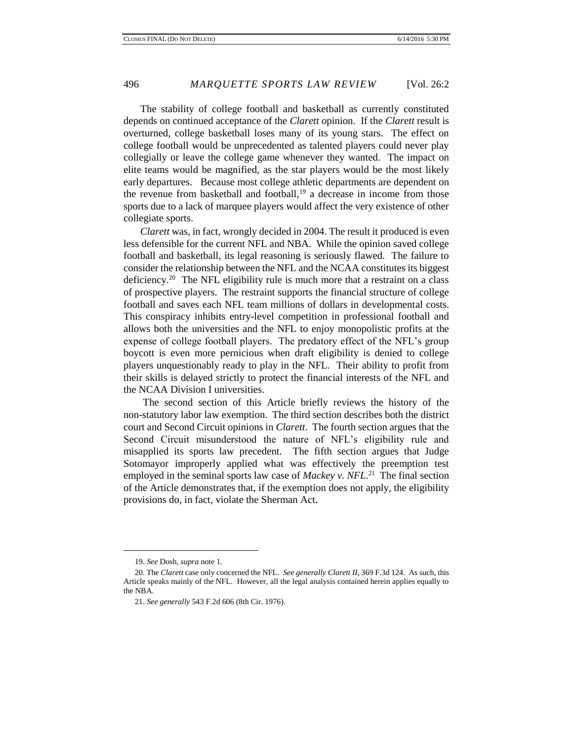The stability of college football and basketball as currently constituted depends on continued acceptance of the *Clarett* opinion. If the *Clarett* result is overturned, college basketball loses many of its young stars. The effect on college football would be unprecedented as talented players could never play collegially or leave the college game whenever they wanted. The impact on elite teams would be magnified, as the star players would be the most likely early departures. Because most college athletic departments are dependent on the revenue from basketball and football,[19] a decrease in income from those sports due to a lack of marquee players would affect the very existence of other collegiate sports.

*Clarett* was, in fact, wrongly decided in 2004. The result it produced is even less defensible for the current NFL and NBA. While the opinion saved college football and basketball, its legal reasoning is seriously flawed. The failure to consider the relationship between the NFL and the NCAA constitutes its biggest deficiency.[20] The NFL eligibility rule is much more that a restraint on a class of prospective players. The restraint supports the financial structure of college football and saves each NFL team millions of dollars in developmental costs. This conspiracy inhibits entry-level competition in professional football and allows both the universities and the NFL to enjoy monopolistic profits at the expense of college football players. The predatory effect of the NFL's group boycott is even more pernicious when draft eligibility is denied to college players unquestionably ready to play in the NFL. Their ability to profit from their skills is delayed strictly to protect the financial interests of the NFL and the NCAA Division I universities.

The second section of this Article briefly reviews the history of the non-statutory labor law exemption. The third section describes both the district court and Second Circuit opinions in *Clarett*. The fourth section argues that the Second Circuit misunderstood the nature of NFL's eligibility rule and misapplied its sports law precedent. The fifth section argues that Judge Sotomayor improperly applied what was effectively the preemption test employed in the seminal sports law case of *Mackey v. NFL*.[21] The final section of the Article demonstrates that, if the exemption does not apply, the eligibility provisions do, in fact, violate the Sherman Act.

---

19. *See* Dosh, *supra* note 1.

20. The *Clarett* case only concerned the NFL. *See generally Clarett II*, 369 F.3d 124. As such, this Article speaks mainly of the NFL. However, all the legal analysis contained herein applies equally to the NBA.

21. *See generally* 543 F.2d 606 (8th Cir. 1976).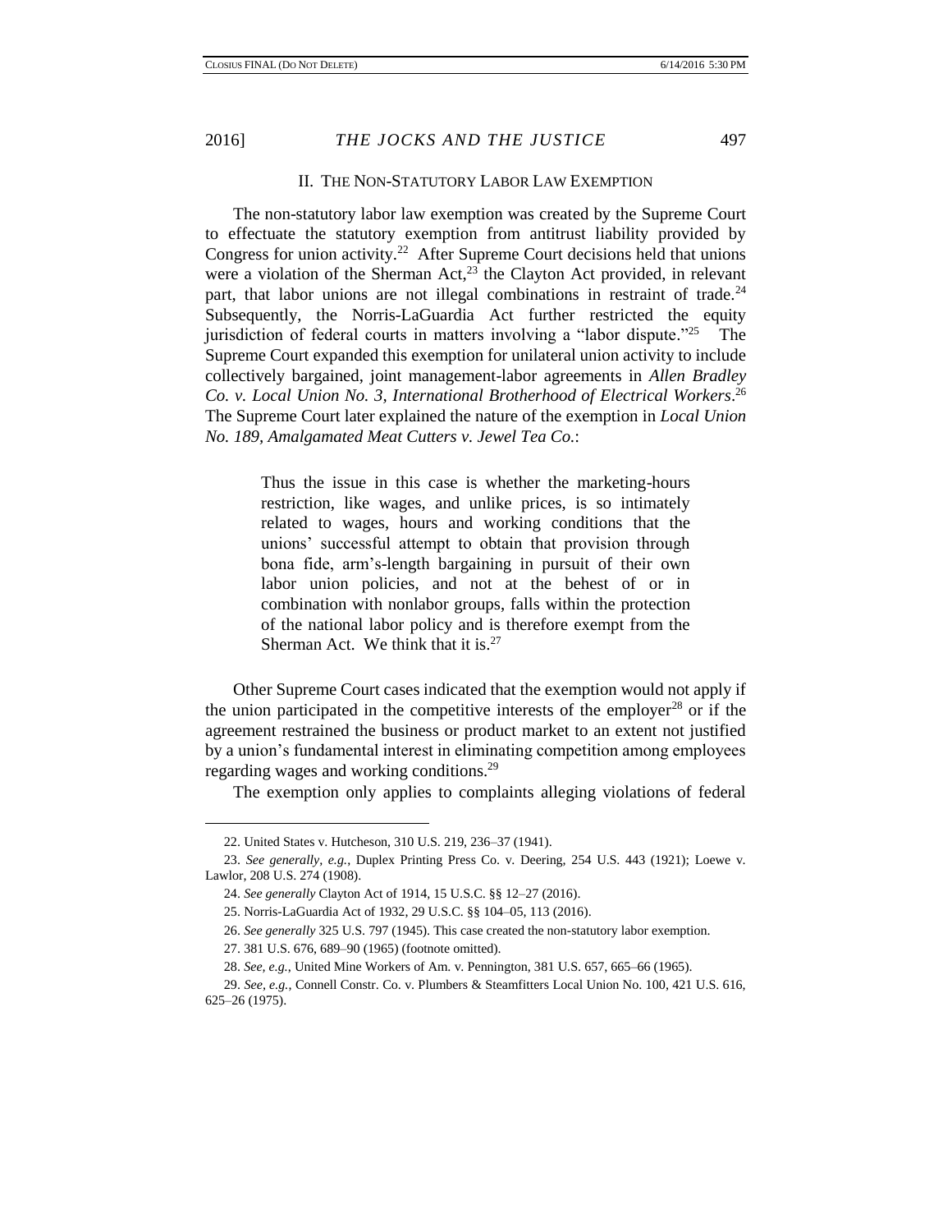## II. THE NON-STATUTORY LABOR LAW EXEMPTION

The non-statutory labor law exemption was created by the Supreme Court to effectuate the statutory exemption from antitrust liability provided by Congress for union activity.[22] After Supreme Court decisions held that unions were a violation of the Sherman Act,[23] the Clayton Act provided, in relevant part, that labor unions are not illegal combinations in restraint of trade.[24] Subsequently, the Norris-LaGuardia Act further restricted the equity jurisdiction of federal courts in matters involving a "labor dispute."[25] The Supreme Court expanded this exemption for unilateral union activity to include collectively bargained, joint management-labor agreements in *Allen Bradley Co. v. Local Union No. 3, International Brotherhood of Electrical Workers*.[26] The Supreme Court later explained the nature of the exemption in *Local Union No. 189, Amalgamated Meat Cutters v. Jewel Tea Co.*:

> Thus the issue in this case is whether the marketing-hours restriction, like wages, and unlike prices, is so intimately related to wages, hours and working conditions that the unions' successful attempt to obtain that provision through bona fide, arm's-length bargaining in pursuit of their own labor union policies, and not at the behest of or in combination with nonlabor groups, falls within the protection of the national labor policy and is therefore exempt from the Sherman Act. We think that it is.[27]

Other Supreme Court cases indicated that the exemption would not apply if the union participated in the competitive interests of the employer[28] or if the agreement restrained the business or product market to an extent not justified by a union's fundamental interest in eliminating competition among employees regarding wages and working conditions.[29]

The exemption only applies to complaints alleging violations of federal

---

22. United States v. Hutcheson, 310 U.S. 219, 236–37 (1941).

23. *See generally, e.g.*, Duplex Printing Press Co. v. Deering, 254 U.S. 443 (1921); Loewe v. Lawlor, 208 U.S. 274 (1908).

24. *See generally* Clayton Act of 1914, 15 U.S.C. §§ 12–27 (2016).

25. Norris-LaGuardia Act of 1932, 29 U.S.C. §§ 104–05, 113 (2016).

26. *See generally* 325 U.S. 797 (1945). This case created the non-statutory labor exemption.

27. 381 U.S. 676, 689–90 (1965) (footnote omitted).

28. *See, e.g.*, United Mine Workers of Am. v. Pennington, 381 U.S. 657, 665–66 (1965).

29. *See, e.g.*, Connell Constr. Co. v. Plumbers & Steamfitters Local Union No. 100, 421 U.S. 616, 625–26 (1975).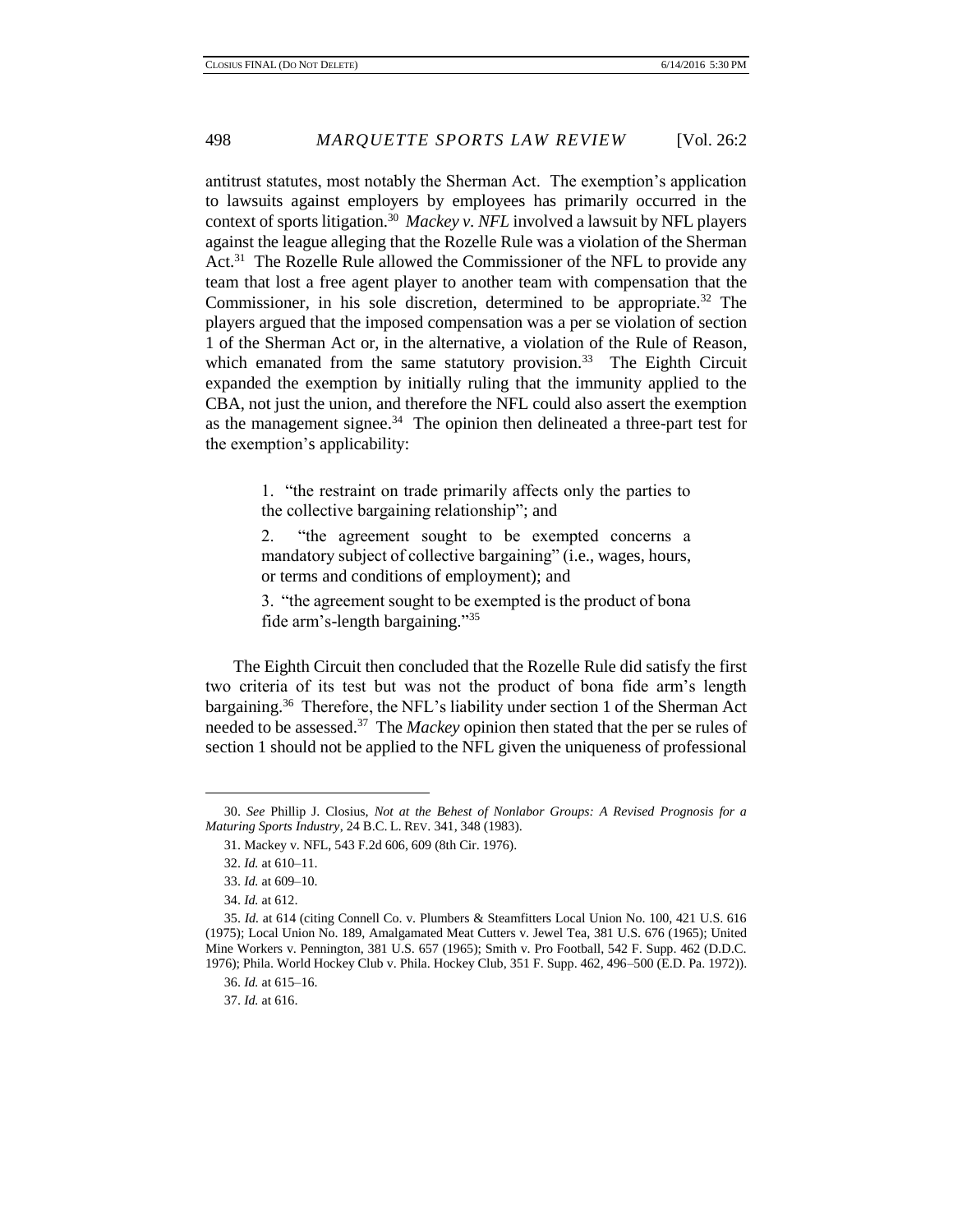antitrust statutes, most notably the Sherman Act. The exemption's application to lawsuits against employers by employees has primarily occurred in the context of sports litigation.[30] *Mackey v. NFL* involved a lawsuit by NFL players against the league alleging that the Rozelle Rule was a violation of the Sherman Act.[31] The Rozelle Rule allowed the Commissioner of the NFL to provide any team that lost a free agent player to another team with compensation that the Commissioner, in his sole discretion, determined to be appropriate.[32] The players argued that the imposed compensation was a per se violation of section 1 of the Sherman Act or, in the alternative, a violation of the Rule of Reason, which emanated from the same statutory provision.[33] The Eighth Circuit expanded the exemption by initially ruling that the immunity applied to the CBA, not just the union, and therefore the NFL could also assert the exemption as the management signee.[34] The opinion then delineated a three-part test for the exemption's applicability:

> 1. "the restraint on trade primarily affects only the parties to the collective bargaining relationship"; and
>
> 2. "the agreement sought to be exempted concerns a mandatory subject of collective bargaining" (i.e., wages, hours, or terms and conditions of employment); and
>
> 3. "the agreement sought to be exempted is the product of bona fide arm's-length bargaining."[35]

The Eighth Circuit then concluded that the Rozelle Rule did satisfy the first two criteria of its test but was not the product of bona fide arm's length bargaining.[36] Therefore, the NFL's liability under section 1 of the Sherman Act needed to be assessed.[37] The *Mackey* opinion then stated that the per se rules of section 1 should not be applied to the NFL given the uniqueness of professional

---

30. *See* Phillip J. Closius, *Not at the Behest of Nonlabor Groups: A Revised Prognosis for a Maturing Sports Industry*, 24 B.C. L. REV. 341, 348 (1983).

31. Mackey v. NFL, 543 F.2d 606, 609 (8th Cir. 1976).

32. *Id.* at 610–11.

33. *Id.* at 609–10.

34. *Id.* at 612.

35. *Id.* at 614 (citing Connell Co. v. Plumbers & Steamfitters Local Union No. 100, 421 U.S. 616 (1975); Local Union No. 189, Amalgamated Meat Cutters v. Jewel Tea, 381 U.S. 676 (1965); United Mine Workers v. Pennington, 381 U.S. 657 (1965); Smith v. Pro Football, 542 F. Supp. 462 (D.D.C. 1976); Phila. World Hockey Club v. Phila. Hockey Club, 351 F. Supp. 462, 496–500 (E.D. Pa. 1972)).

36. *Id.* at 615–16.

37. *Id.* at 616.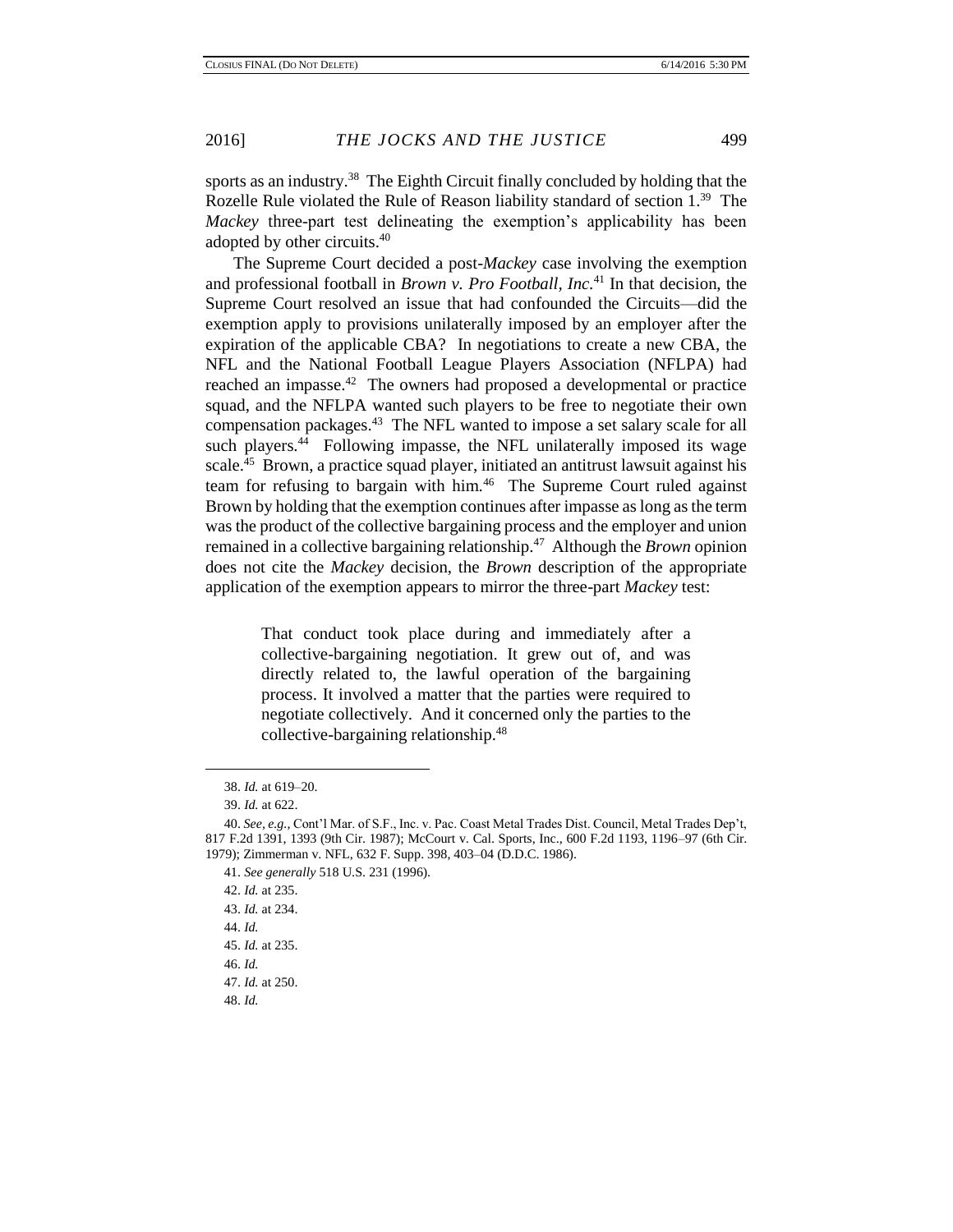sports as an industry.[38] The Eighth Circuit finally concluded by holding that the Rozelle Rule violated the Rule of Reason liability standard of section 1.[39] The *Mackey* three-part test delineating the exemption's applicability has been adopted by other circuits.[40]

The Supreme Court decided a post-*Mackey* case involving the exemption and professional football in *Brown v. Pro Football, Inc*.[41] In that decision, the Supreme Court resolved an issue that had confounded the Circuits—did the exemption apply to provisions unilaterally imposed by an employer after the expiration of the applicable CBA? In negotiations to create a new CBA, the NFL and the National Football League Players Association (NFLPA) had reached an impasse.[42] The owners had proposed a developmental or practice squad, and the NFLPA wanted such players to be free to negotiate their own compensation packages.[43] The NFL wanted to impose a set salary scale for all such players.[44] Following impasse, the NFL unilaterally imposed its wage scale.[45] Brown, a practice squad player, initiated an antitrust lawsuit against his team for refusing to bargain with him.[46] The Supreme Court ruled against Brown by holding that the exemption continues after impasse as long as the term was the product of the collective bargaining process and the employer and union remained in a collective bargaining relationship.[47] Although the *Brown* opinion does not cite the *Mackey* decision, the *Brown* description of the appropriate application of the exemption appears to mirror the three-part *Mackey* test:

> That conduct took place during and immediately after a collective-bargaining negotiation. It grew out of, and was directly related to, the lawful operation of the bargaining process. It involved a matter that the parties were required to negotiate collectively. And it concerned only the parties to the collective-bargaining relationship.[48]

---

38. *Id.* at 619–20.

39. *Id.* at 622.

40. *See, e.g.*, Cont'l Mar. of S.F., Inc. v. Pac. Coast Metal Trades Dist. Council, Metal Trades Dep't, 817 F.2d 1391, 1393 (9th Cir. 1987); McCourt v. Cal. Sports, Inc., 600 F.2d 1193, 1196–97 (6th Cir. 1979); Zimmerman v. NFL, 632 F. Supp. 398, 403–04 (D.D.C. 1986).

41. *See generally* 518 U.S. 231 (1996).

42. *Id.* at 235.

43. *Id.* at 234.

44. *Id.*

45. *Id.* at 235.

46. *Id.*

47. *Id.* at 250.

48. *Id.*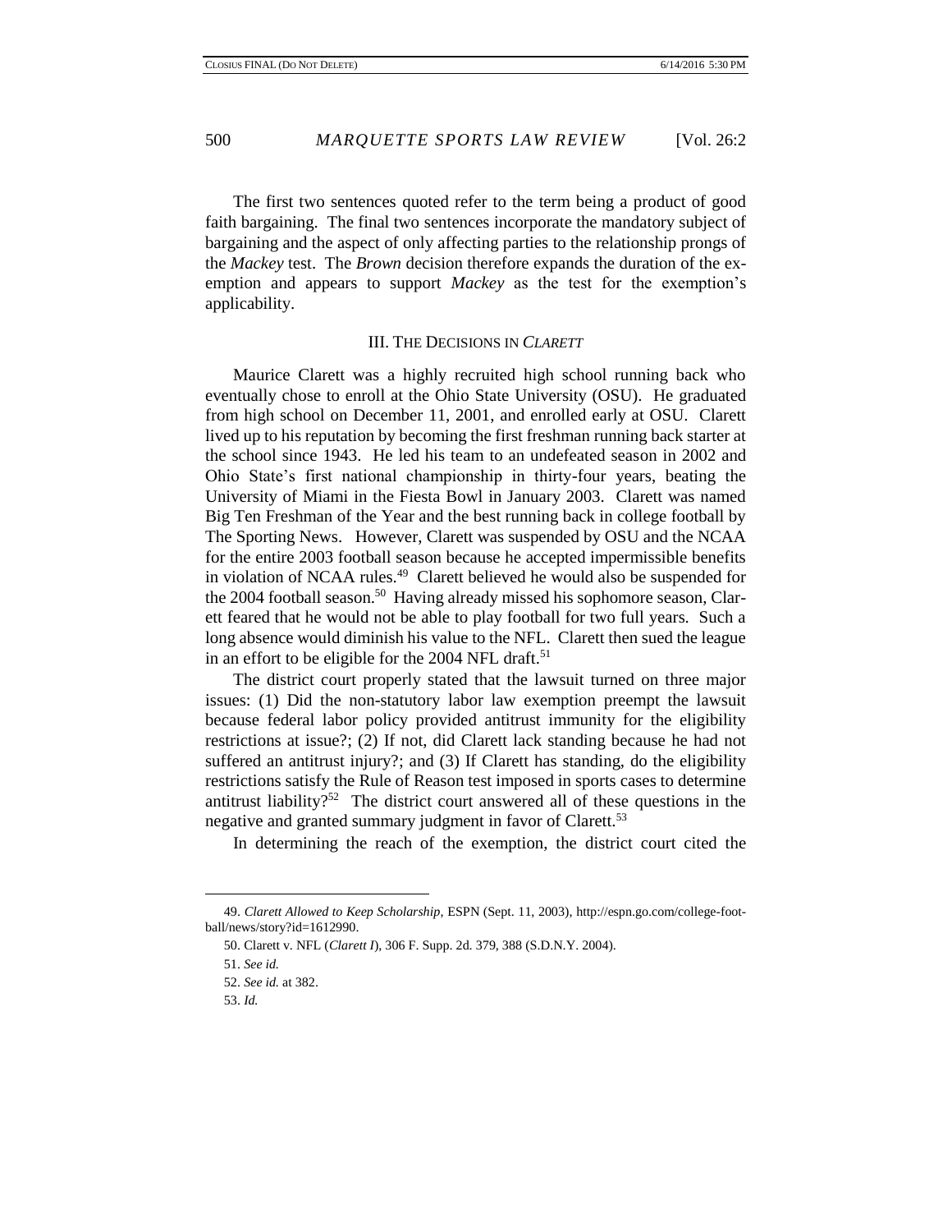The first two sentences quoted refer to the term being a product of good faith bargaining. The final two sentences incorporate the mandatory subject of bargaining and the aspect of only affecting parties to the relationship prongs of the *Mackey* test. The *Brown* decision therefore expands the duration of the exemption and appears to support *Mackey* as the test for the exemption's applicability.

## III. The Decisions in *Clarett*

Maurice Clarett was a highly recruited high school running back who eventually chose to enroll at the Ohio State University (OSU). He graduated from high school on December 11, 2001, and enrolled early at OSU. Clarett lived up to his reputation by becoming the first freshman running back starter at the school since 1943. He led his team to an undefeated season in 2002 and Ohio State's first national championship in thirty-four years, beating the University of Miami in the Fiesta Bowl in January 2003. Clarett was named Big Ten Freshman of the Year and the best running back in college football by The Sporting News. However, Clarett was suspended by OSU and the NCAA for the entire 2003 football season because he accepted impermissible benefits in violation of NCAA rules.[49] Clarett believed he would also be suspended for the 2004 football season.[50] Having already missed his sophomore season, Clarett feared that he would not be able to play football for two full years. Such a long absence would diminish his value to the NFL. Clarett then sued the league in an effort to be eligible for the 2004 NFL draft.[51]

The district court properly stated that the lawsuit turned on three major issues: (1) Did the non-statutory labor law exemption preempt the lawsuit because federal labor policy provided antitrust immunity for the eligibility restrictions at issue?; (2) If not, did Clarett lack standing because he had not suffered an antitrust injury?; and (3) If Clarett has standing, do the eligibility restrictions satisfy the Rule of Reason test imposed in sports cases to determine antitrust liability?[52] The district court answered all of these questions in the negative and granted summary judgment in favor of Clarett.[53]

In determining the reach of the exemption, the district court cited the

---

49. *Clarett Allowed to Keep Scholarship*, ESPN (Sept. 11, 2003), http://espn.go.com/college-football/news/story?id=1612990.

50. Clarett v. NFL (*Clarett I*), 306 F. Supp. 2d. 379, 388 (S.D.N.Y. 2004).

51. *See id.*

52. *See id.* at 382.

53. *Id.*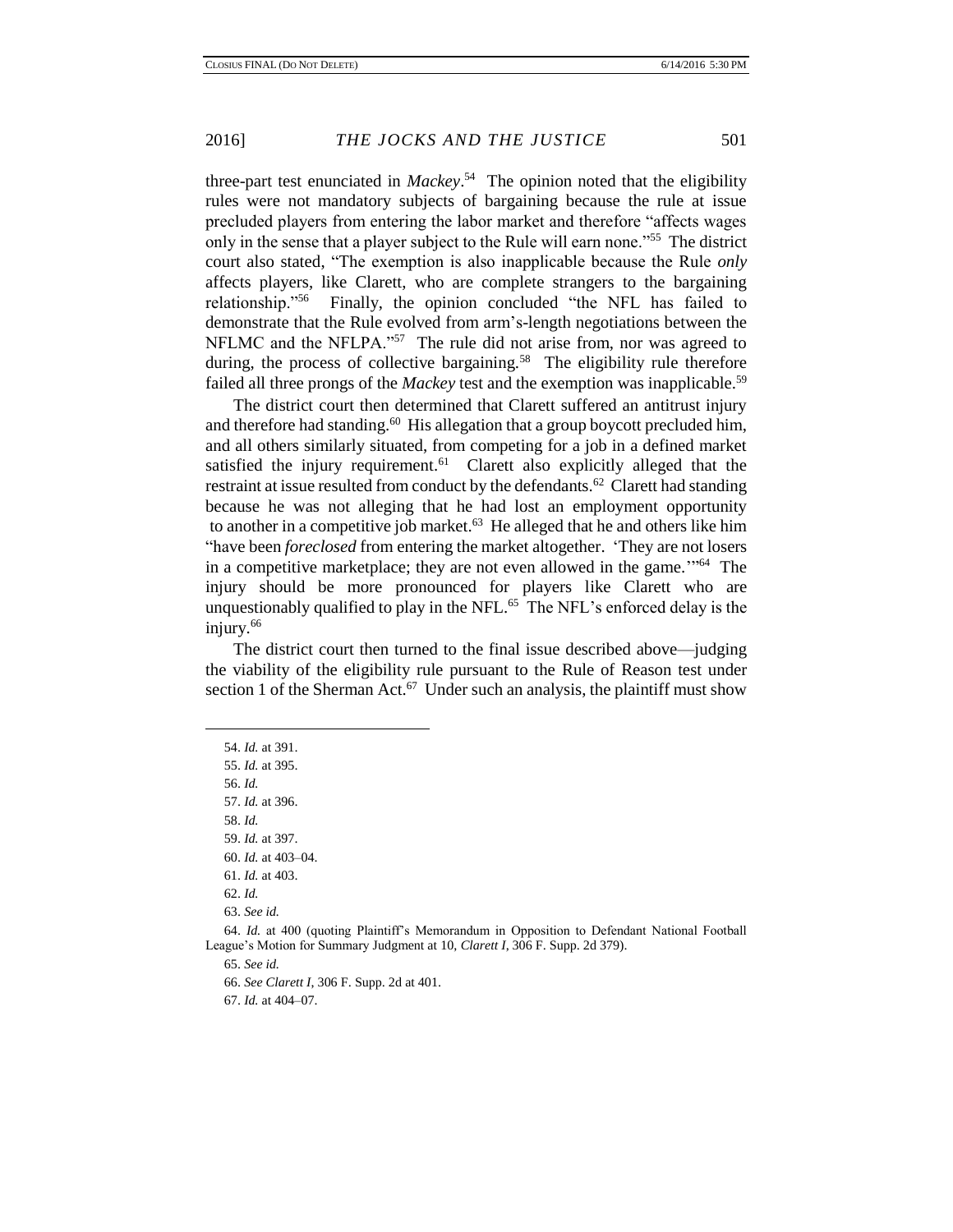three-part test enunciated in *Mackey*.[54] The opinion noted that the eligibility rules were not mandatory subjects of bargaining because the rule at issue precluded players from entering the labor market and therefore "affects wages only in the sense that a player subject to the Rule will earn none."[55] The district court also stated, "The exemption is also inapplicable because the Rule *only* affects players, like Clarett, who are complete strangers to the bargaining relationship."[56] Finally, the opinion concluded "the NFL has failed to demonstrate that the Rule evolved from arm's-length negotiations between the NFLMC and the NFLPA."[57] The rule did not arise from, nor was agreed to during, the process of collective bargaining.[58] The eligibility rule therefore failed all three prongs of the *Mackey* test and the exemption was inapplicable.[59]

The district court then determined that Clarett suffered an antitrust injury and therefore had standing.[60] His allegation that a group boycott precluded him, and all others similarly situated, from competing for a job in a defined market satisfied the injury requirement.[61] Clarett also explicitly alleged that the restraint at issue resulted from conduct by the defendants.[62] Clarett had standing because he was not alleging that he had lost an employment opportunity to another in a competitive job market.[63] He alleged that he and others like him "have been *foreclosed* from entering the market altogether. 'They are not losers in a competitive marketplace; they are not even allowed in the game.'"[64] The injury should be more pronounced for players like Clarett who are unquestionably qualified to play in the NFL.[65] The NFL's enforced delay is the injury.[66]

The district court then turned to the final issue described above—judging the viability of the eligibility rule pursuant to the Rule of Reason test under section 1 of the Sherman Act.[67] Under such an analysis, the plaintiff must show

---

54. *Id.* at 391.

55. *Id.* at 395.

56. *Id.*

57. *Id.* at 396.

58. *Id.*

59. *Id.* at 397.

60. *Id.* at 403–04.

61. *Id.* at 403.

62. *Id.*

63. *See id.*

64. *Id.* at 400 (quoting Plaintiff's Memorandum in Opposition to Defendant National Football League's Motion for Summary Judgment at 10, *Clarett I*, 306 F. Supp. 2d 379).

65. *See id.*

66. *See Clarett I*, 306 F. Supp. 2d at 401.

67. *Id.* at 404–07.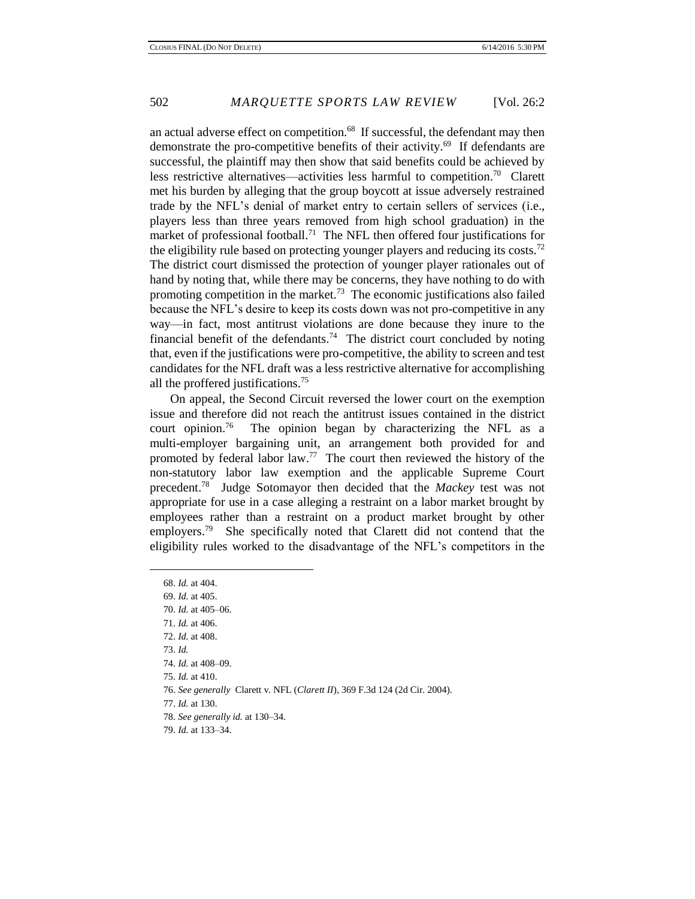an actual adverse effect on competition.[68] If successful, the defendant may then demonstrate the pro-competitive benefits of their activity.[69] If defendants are successful, the plaintiff may then show that said benefits could be achieved by less restrictive alternatives—activities less harmful to competition.[70] Clarett met his burden by alleging that the group boycott at issue adversely restrained trade by the NFL's denial of market entry to certain sellers of services (i.e., players less than three years removed from high school graduation) in the market of professional football.[71] The NFL then offered four justifications for the eligibility rule based on protecting younger players and reducing its costs.[72] The district court dismissed the protection of younger player rationales out of hand by noting that, while there may be concerns, they have nothing to do with promoting competition in the market.[73] The economic justifications also failed because the NFL's desire to keep its costs down was not pro-competitive in any way—in fact, most antitrust violations are done because they inure to the financial benefit of the defendants.[74] The district court concluded by noting that, even if the justifications were pro-competitive, the ability to screen and test candidates for the NFL draft was a less restrictive alternative for accomplishing all the proffered justifications.[75]

On appeal, the Second Circuit reversed the lower court on the exemption issue and therefore did not reach the antitrust issues contained in the district court opinion.[76] The opinion began by characterizing the NFL as a multi-employer bargaining unit, an arrangement both provided for and promoted by federal labor law.[77] The court then reviewed the history of the non-statutory labor law exemption and the applicable Supreme Court precedent.[78] Judge Sotomayor then decided that the *Mackey* test was not appropriate for use in a case alleging a restraint on a labor market brought by employees rather than a restraint on a product market brought by other employers.[79] She specifically noted that Clarett did not contend that the eligibility rules worked to the disadvantage of the NFL's competitors in the

---

68. *Id.* at 404.
69. *Id.* at 405.
70. *Id.* at 405–06.
71. *Id.* at 406.
72. *Id.* at 408.
73. *Id.*
74. *Id.* at 408–09.
75. *Id.* at 410.
76. *See generally* Clarett v. NFL (*Clarett II*), 369 F.3d 124 (2d Cir. 2004).
77. *Id.* at 130.
78. *See generally id.* at 130–34.
79. *Id.* at 133–34.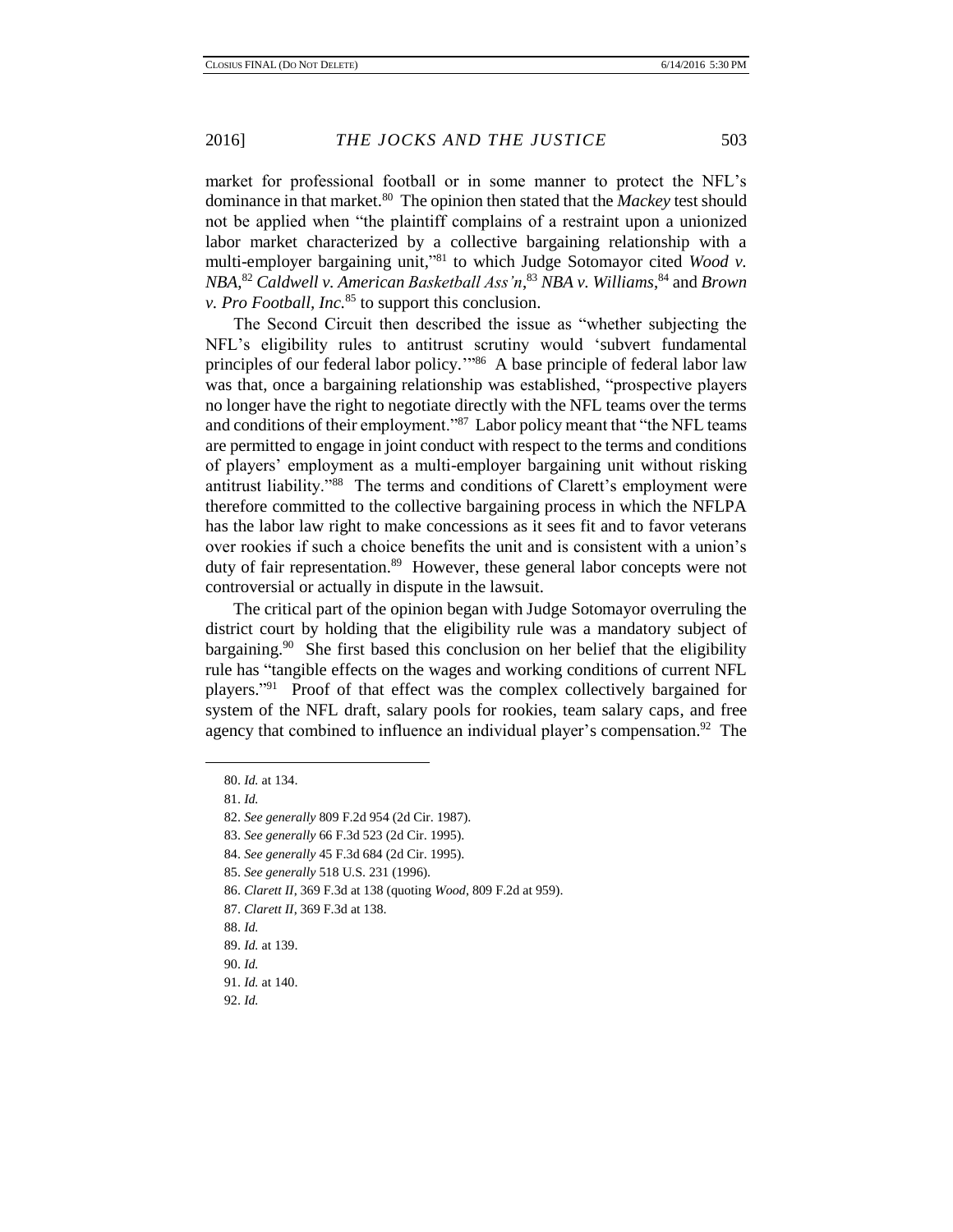market for professional football or in some manner to protect the NFL's dominance in that market.[80] The opinion then stated that the *Mackey* test should not be applied when "the plaintiff complains of a restraint upon a unionized labor market characterized by a collective bargaining relationship with a multi-employer bargaining unit,"[81] to which Judge Sotomayor cited *Wood v. NBA*,[82] *Caldwell v. American Basketball Ass'n*,[83] *NBA v. Williams*,[84] and *Brown v. Pro Football, Inc.*[85] to support this conclusion.

The Second Circuit then described the issue as "whether subjecting the NFL's eligibility rules to antitrust scrutiny would 'subvert fundamental principles of our federal labor policy.'"[86] A base principle of federal labor law was that, once a bargaining relationship was established, "prospective players no longer have the right to negotiate directly with the NFL teams over the terms and conditions of their employment."[87] Labor policy meant that "the NFL teams are permitted to engage in joint conduct with respect to the terms and conditions of players' employment as a multi-employer bargaining unit without risking antitrust liability."[88] The terms and conditions of Clarett's employment were therefore committed to the collective bargaining process in which the NFLPA has the labor law right to make concessions as it sees fit and to favor veterans over rookies if such a choice benefits the unit and is consistent with a union's duty of fair representation.[89] However, these general labor concepts were not controversial or actually in dispute in the lawsuit.

The critical part of the opinion began with Judge Sotomayor overruling the district court by holding that the eligibility rule was a mandatory subject of bargaining.[90] She first based this conclusion on her belief that the eligibility rule has "tangible effects on the wages and working conditions of current NFL players."[91] Proof of that effect was the complex collectively bargained for system of the NFL draft, salary pools for rookies, team salary caps, and free agency that combined to influence an individual player's compensation.[92] The

80. *Id.* at 134.

81. *Id.*

82. *See generally* 809 F.2d 954 (2d Cir. 1987).

83. *See generally* 66 F.3d 523 (2d Cir. 1995).

84. *See generally* 45 F.3d 684 (2d Cir. 1995).

85. *See generally* 518 U.S. 231 (1996).

86. *Clarett II*, 369 F.3d at 138 (quoting *Wood*, 809 F.2d at 959).

87. *Clarett II*, 369 F.3d at 138.

88. *Id.*

89. *Id.* at 139.

90. *Id.*

91. *Id.* at 140.

92. *Id.*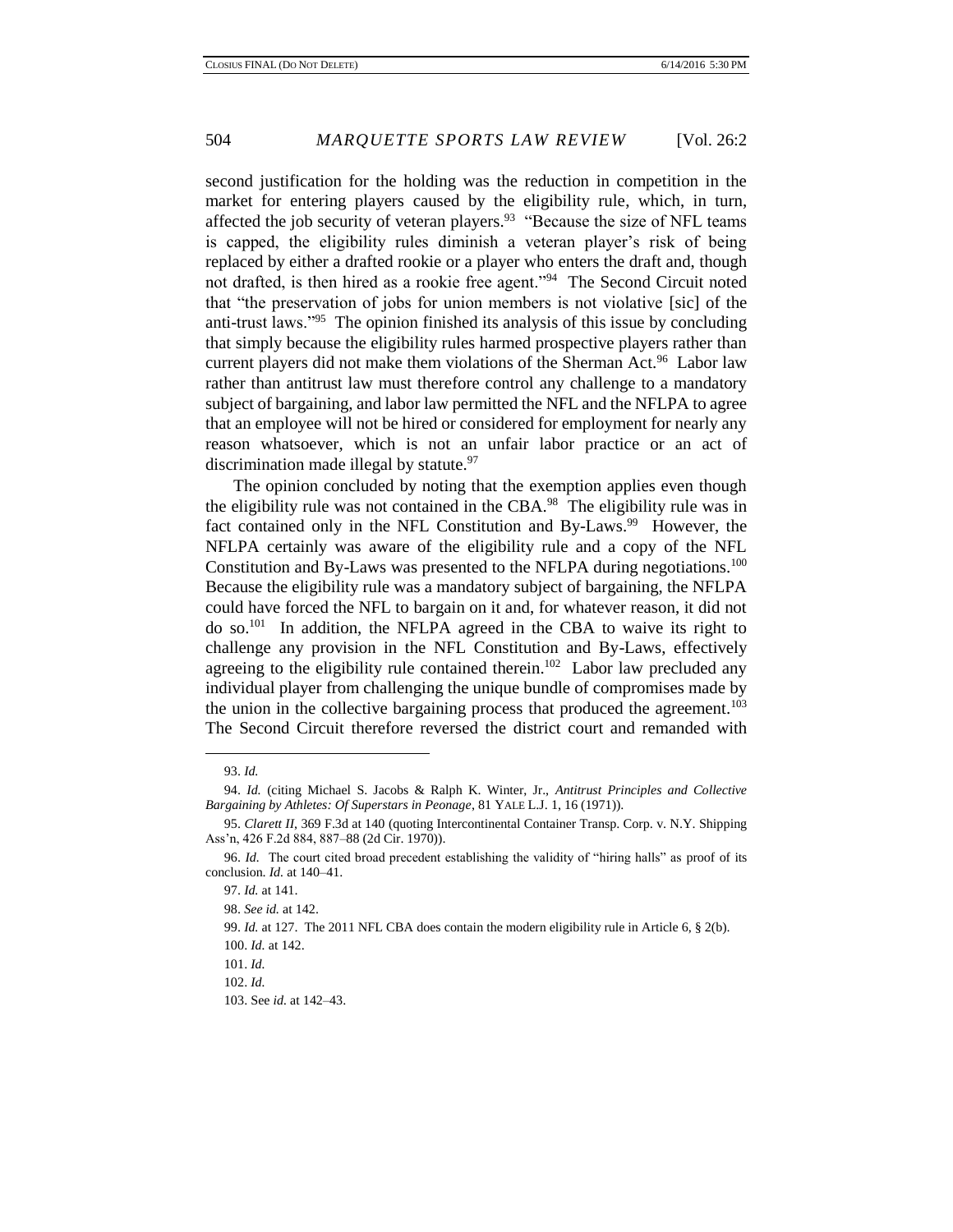second justification for the holding was the reduction in competition in the market for entering players caused by the eligibility rule, which, in turn, affected the job security of veteran players.[93] "Because the size of NFL teams is capped, the eligibility rules diminish a veteran player's risk of being replaced by either a drafted rookie or a player who enters the draft and, though not drafted, is then hired as a rookie free agent."[94] The Second Circuit noted that "the preservation of jobs for union members is not violative [sic] of the anti-trust laws."[95] The opinion finished its analysis of this issue by concluding that simply because the eligibility rules harmed prospective players rather than current players did not make them violations of the Sherman Act.[96] Labor law rather than antitrust law must therefore control any challenge to a mandatory subject of bargaining, and labor law permitted the NFL and the NFLPA to agree that an employee will not be hired or considered for employment for nearly any reason whatsoever, which is not an unfair labor practice or an act of discrimination made illegal by statute.[97]

The opinion concluded by noting that the exemption applies even though the eligibility rule was not contained in the CBA.[98] The eligibility rule was in fact contained only in the NFL Constitution and By-Laws.[99] However, the NFLPA certainly was aware of the eligibility rule and a copy of the NFL Constitution and By-Laws was presented to the NFLPA during negotiations.[100] Because the eligibility rule was a mandatory subject of bargaining, the NFLPA could have forced the NFL to bargain on it and, for whatever reason, it did not do so.[101] In addition, the NFLPA agreed in the CBA to waive its right to challenge any provision in the NFL Constitution and By-Laws, effectively agreeing to the eligibility rule contained therein.[102] Labor law precluded any individual player from challenging the unique bundle of compromises made by the union in the collective bargaining process that produced the agreement.[103] The Second Circuit therefore reversed the district court and remanded with

---

93. *Id.*

94. *Id.* (citing Michael S. Jacobs & Ralph K. Winter, Jr., *Antitrust Principles and Collective Bargaining by Athletes: Of Superstars in Peonage*, 81 YALE L.J. 1, 16 (1971)).

95. *Clarett II*, 369 F.3d at 140 (quoting Intercontinental Container Transp. Corp. v. N.Y. Shipping Ass'n, 426 F.2d 884, 887–88 (2d Cir. 1970)).

96. *Id.* The court cited broad precedent establishing the validity of "hiring halls" as proof of its conclusion. *Id.* at 140–41.

97. *Id.* at 141.

98. *See id.* at 142.

99. *Id.* at 127. The 2011 NFL CBA does contain the modern eligibility rule in Article 6, § 2(b).

100. *Id.* at 142.

101. *Id.*

102. *Id.*

103. See *id.* at 142–43.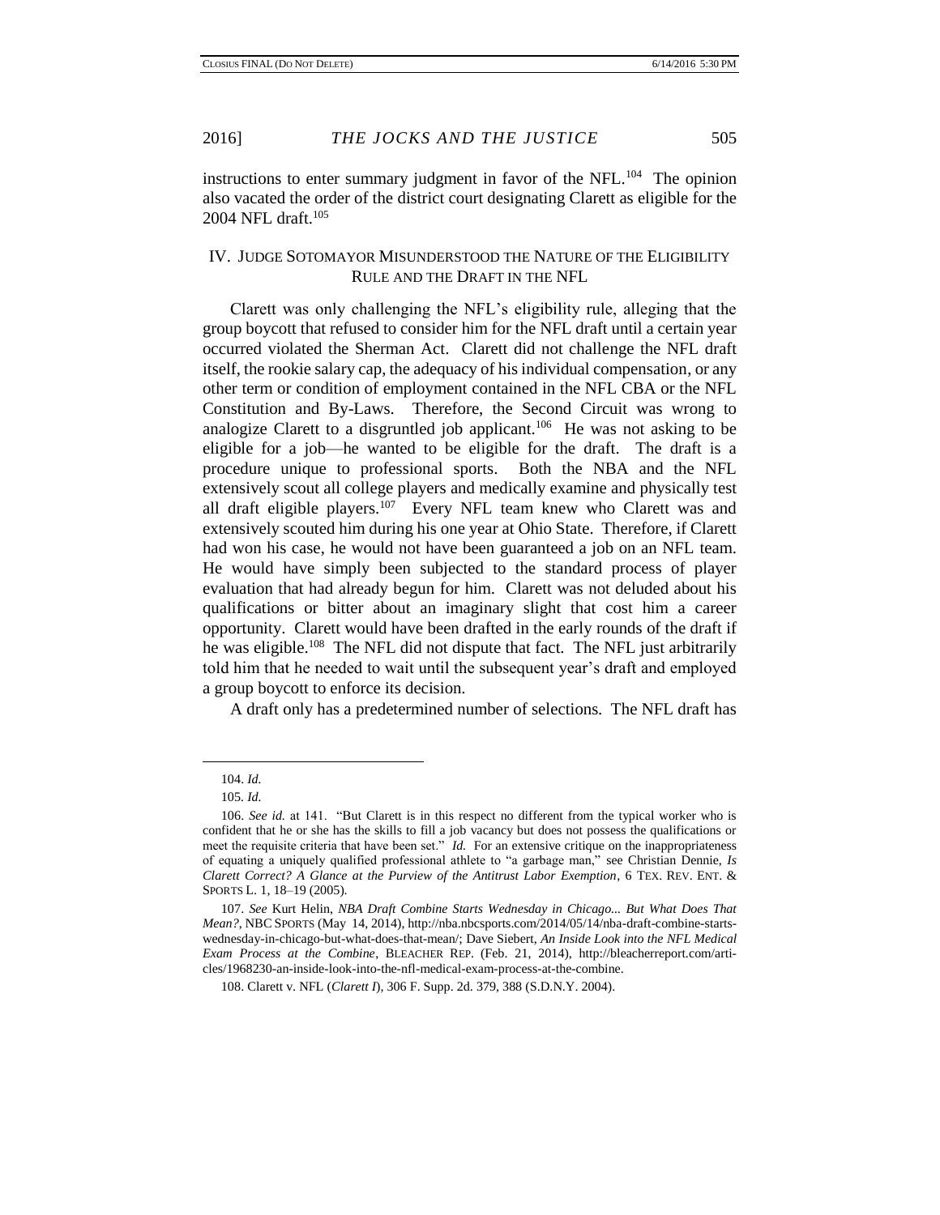instructions to enter summary judgment in favor of the NFL.[104] The opinion also vacated the order of the district court designating Clarett as eligible for the 2004 NFL draft.[105]

## IV. Judge Sotomayor Misunderstood the Nature of the Eligibility Rule and the Draft in the NFL

Clarett was only challenging the NFL's eligibility rule, alleging that the group boycott that refused to consider him for the NFL draft until a certain year occurred violated the Sherman Act. Clarett did not challenge the NFL draft itself, the rookie salary cap, the adequacy of his individual compensation, or any other term or condition of employment contained in the NFL CBA or the NFL Constitution and By-Laws. Therefore, the Second Circuit was wrong to analogize Clarett to a disgruntled job applicant.[106] He was not asking to be eligible for a job—he wanted to be eligible for the draft. The draft is a procedure unique to professional sports. Both the NBA and the NFL extensively scout all college players and medically examine and physically test all draft eligible players.[107] Every NFL team knew who Clarett was and extensively scouted him during his one year at Ohio State. Therefore, if Clarett had won his case, he would not have been guaranteed a job on an NFL team. He would have simply been subjected to the standard process of player evaluation that had already begun for him. Clarett was not deluded about his qualifications or bitter about an imaginary slight that cost him a career opportunity. Clarett would have been drafted in the early rounds of the draft if he was eligible.[108] The NFL did not dispute that fact. The NFL just arbitrarily told him that he needed to wait until the subsequent year's draft and employed a group boycott to enforce its decision.

A draft only has a predetermined number of selections. The NFL draft has

---

104. *Id.*

105. *Id.*

106. *See id.* at 141. "But Clarett is in this respect no different from the typical worker who is confident that he or she has the skills to fill a job vacancy but does not possess the qualifications or meet the requisite criteria that have been set." *Id.* For an extensive critique on the inappropriateness of equating a uniquely qualified professional athlete to "a garbage man," see Christian Dennie, *Is Clarett Correct? A Glance at the Purview of the Antitrust Labor Exemption*, 6 TEX. REV. ENT. & SPORTS L. 1, 18–19 (2005).

107. *See* Kurt Helin, *NBA Draft Combine Starts Wednesday in Chicago... But What Does That Mean?*, NBC SPORTS (May 14, 2014), http://nba.nbcsports.com/2014/05/14/nba-draft-combine-starts-wednesday-in-chicago-but-what-does-that-mean/; Dave Siebert, *An Inside Look into the NFL Medical Exam Process at the Combine*, BLEACHER REP. (Feb. 21, 2014), http://bleacherreport.com/articles/1968230-an-inside-look-into-the-nfl-medical-exam-process-at-the-combine.

108. Clarett v. NFL (*Clarett I*), 306 F. Supp. 2d. 379, 388 (S.D.N.Y. 2004).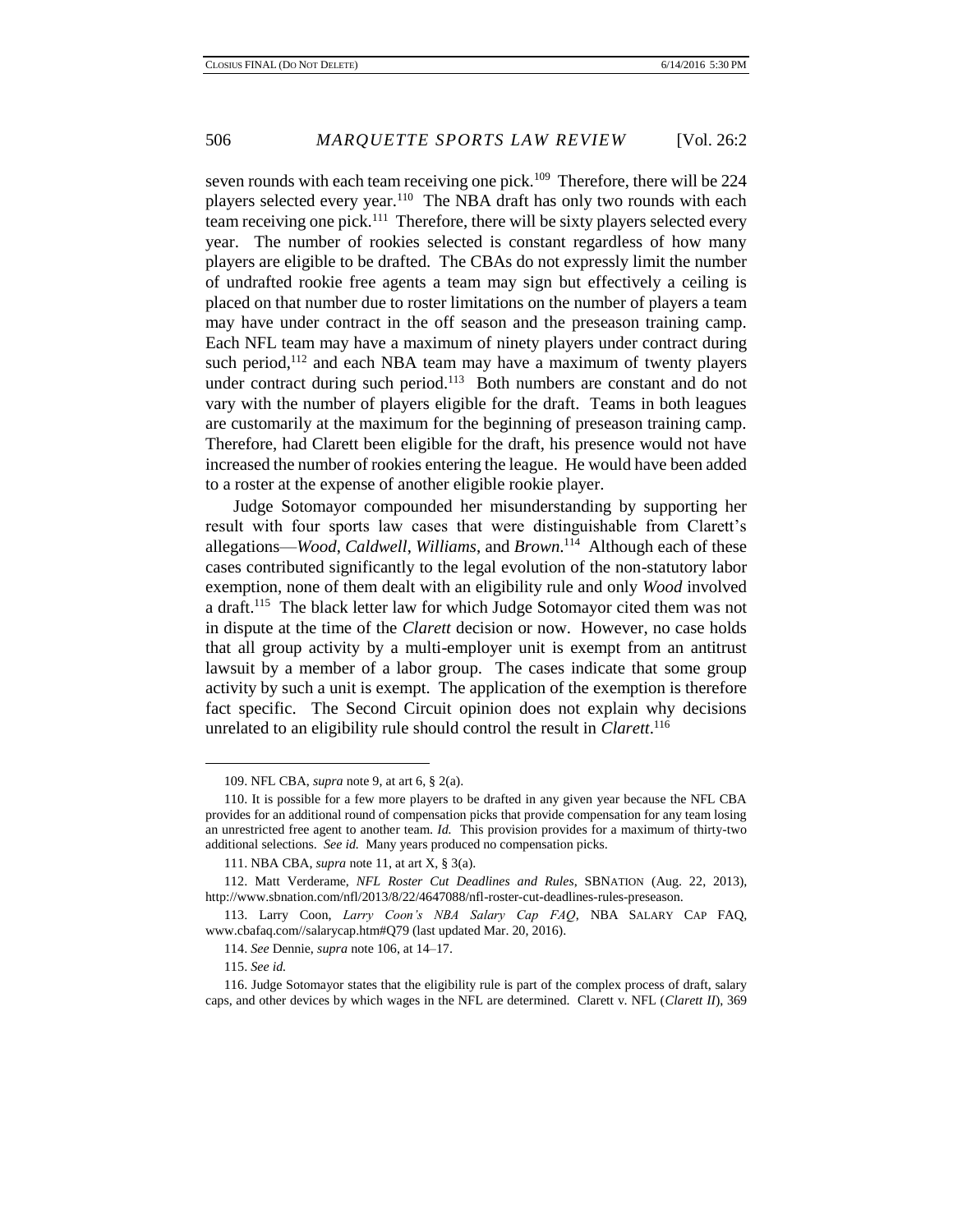seven rounds with each team receiving one pick.[109] Therefore, there will be 224 players selected every year.[110] The NBA draft has only two rounds with each team receiving one pick.[111] Therefore, there will be sixty players selected every year. The number of rookies selected is constant regardless of how many players are eligible to be drafted. The CBAs do not expressly limit the number of undrafted rookie free agents a team may sign but effectively a ceiling is placed on that number due to roster limitations on the number of players a team may have under contract in the off season and the preseason training camp. Each NFL team may have a maximum of ninety players under contract during such period,[112] and each NBA team may have a maximum of twenty players under contract during such period.[113] Both numbers are constant and do not vary with the number of players eligible for the draft. Teams in both leagues are customarily at the maximum for the beginning of preseason training camp. Therefore, had Clarett been eligible for the draft, his presence would not have increased the number of rookies entering the league. He would have been added to a roster at the expense of another eligible rookie player.

Judge Sotomayor compounded her misunderstanding by supporting her result with four sports law cases that were distinguishable from Clarett's allegations—*Wood*, *Caldwell*, *Williams*, and *Brown*.[114] Although each of these cases contributed significantly to the legal evolution of the non-statutory labor exemption, none of them dealt with an eligibility rule and only *Wood* involved a draft.[115] The black letter law for which Judge Sotomayor cited them was not in dispute at the time of the *Clarett* decision or now. However, no case holds that all group activity by a multi-employer unit is exempt from an antitrust lawsuit by a member of a labor group. The cases indicate that some group activity by such a unit is exempt. The application of the exemption is therefore fact specific. The Second Circuit opinion does not explain why decisions unrelated to an eligibility rule should control the result in *Clarett*.[116]

---

109. NFL CBA, *supra* note 9, at art 6, § 2(a).

110. It is possible for a few more players to be drafted in any given year because the NFL CBA provides for an additional round of compensation picks that provide compensation for any team losing an unrestricted free agent to another team. *Id.* This provision provides for a maximum of thirty-two additional selections. *See id.* Many years produced no compensation picks.

111. NBA CBA, *supra* note 11, at art X, § 3(a).

112. Matt Verderame, *NFL Roster Cut Deadlines and Rules*, SBNATION (Aug. 22, 2013), http://www.sbnation.com/nfl/2013/8/22/4647088/nfl-roster-cut-deadlines-rules-preseason.

113. Larry Coon, *Larry Coon's NBA Salary Cap FAQ*, NBA SALARY CAP FAQ, www.cbafaq.com//salarycap.htm#Q79 (last updated Mar. 20, 2016).

114. *See* Dennie, *supra* note 106, at 14–17.

115. *See id.*

116. Judge Sotomayor states that the eligibility rule is part of the complex process of draft, salary caps, and other devices by which wages in the NFL are determined. Clarett v. NFL (*Clarett II*), 369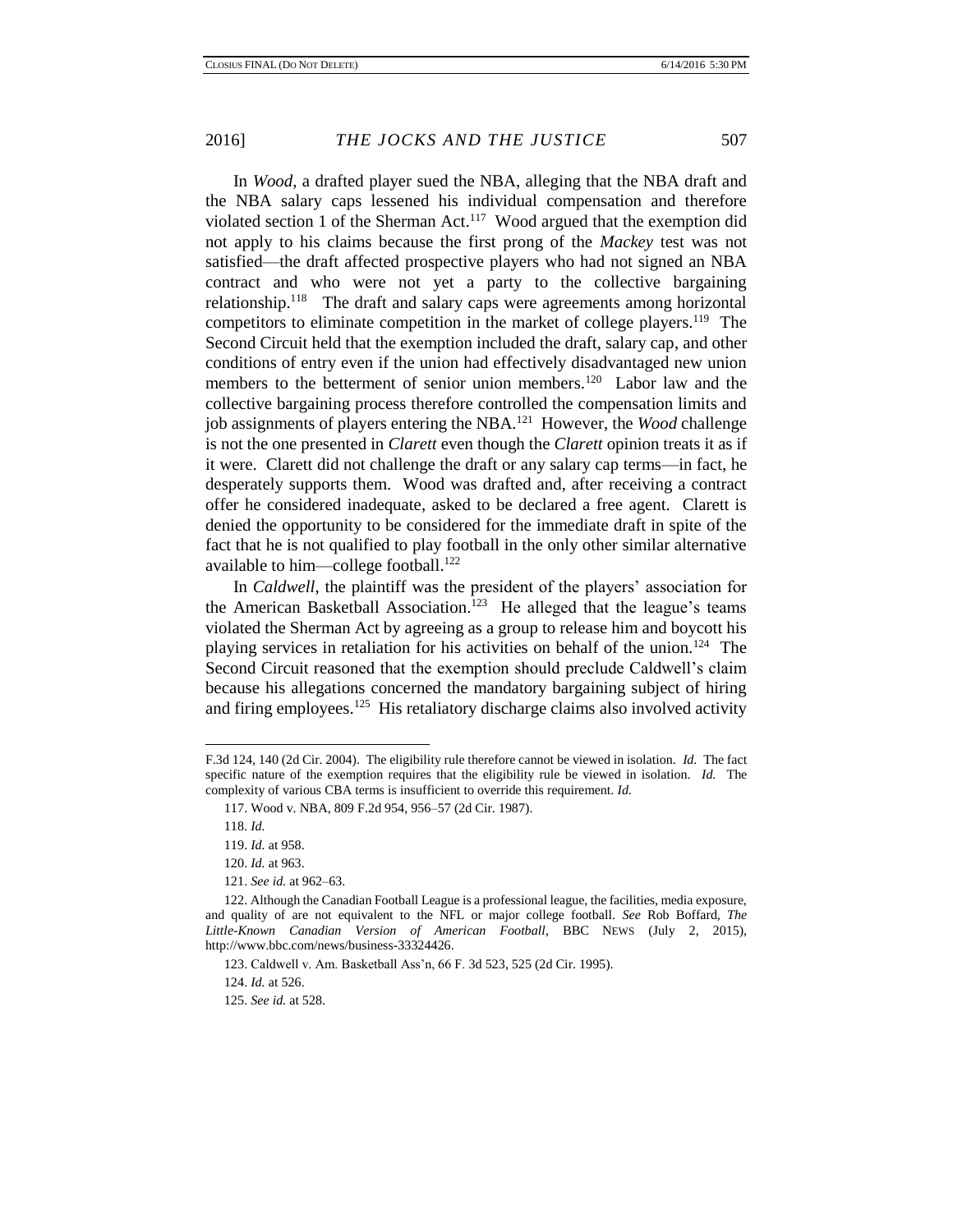In *Wood*, a drafted player sued the NBA, alleging that the NBA draft and the NBA salary caps lessened his individual compensation and therefore violated section 1 of the Sherman Act.[117] Wood argued that the exemption did not apply to his claims because the first prong of the *Mackey* test was not satisfied—the draft affected prospective players who had not signed an NBA contract and who were not yet a party to the collective bargaining relationship.[118] The draft and salary caps were agreements among horizontal competitors to eliminate competition in the market of college players.[119] The Second Circuit held that the exemption included the draft, salary cap, and other conditions of entry even if the union had effectively disadvantaged new union members to the betterment of senior union members.[120] Labor law and the collective bargaining process therefore controlled the compensation limits and job assignments of players entering the NBA.[121] However, the *Wood* challenge is not the one presented in *Clarett* even though the *Clarett* opinion treats it as if it were. Clarett did not challenge the draft or any salary cap terms—in fact, he desperately supports them. Wood was drafted and, after receiving a contract offer he considered inadequate, asked to be declared a free agent. Clarett is denied the opportunity to be considered for the immediate draft in spite of the fact that he is not qualified to play football in the only other similar alternative available to him—college football.[122]

In *Caldwell*, the plaintiff was the president of the players' association for the American Basketball Association.[123] He alleged that the league's teams violated the Sherman Act by agreeing as a group to release him and boycott his playing services in retaliation for his activities on behalf of the union.[124] The Second Circuit reasoned that the exemption should preclude Caldwell's claim because his allegations concerned the mandatory bargaining subject of hiring and firing employees.[125] His retaliatory discharge claims also involved activity

---

F.3d 124, 140 (2d Cir. 2004). The eligibility rule therefore cannot be viewed in isolation. *Id.* The fact specific nature of the exemption requires that the eligibility rule be viewed in isolation. *Id.* The complexity of various CBA terms is insufficient to override this requirement. *Id.*

117. Wood v. NBA, 809 F.2d 954, 956–57 (2d Cir. 1987).

118. *Id.*

119. *Id.* at 958.

120. *Id.* at 963.

121. *See id.* at 962–63.

122. Although the Canadian Football League is a professional league, the facilities, media exposure, and quality of are not equivalent to the NFL or major college football. *See* Rob Boffard, *The Little-Known Canadian Version of American Football*, BBC NEWS (July 2, 2015), http://www.bbc.com/news/business-33324426.

123. Caldwell v. Am. Basketball Ass'n, 66 F. 3d 523, 525 (2d Cir. 1995).

124. *Id.* at 526.

125. *See id.* at 528.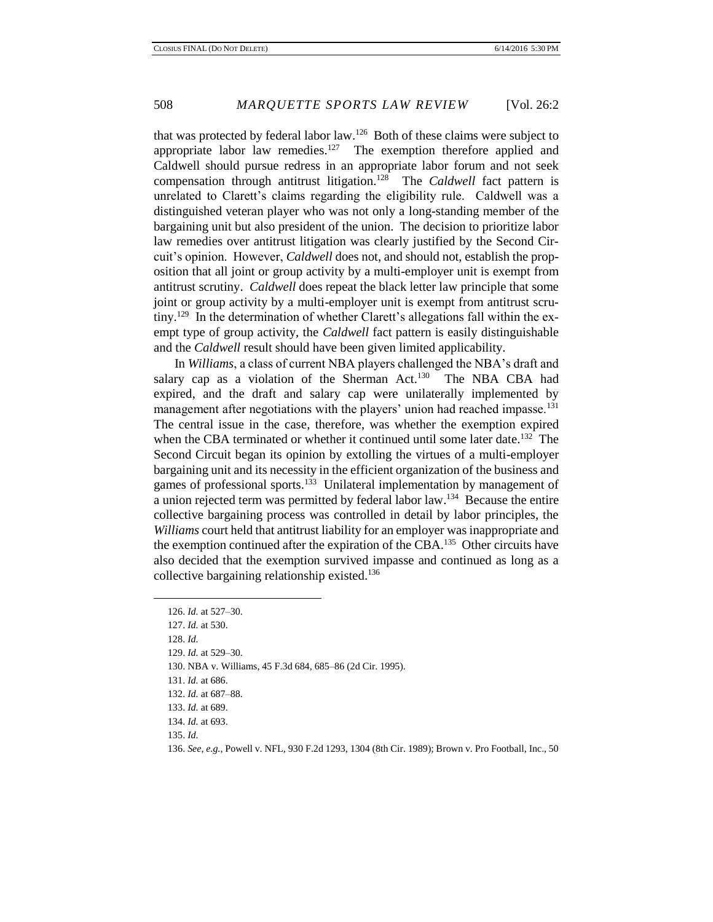that was protected by federal labor law.[126] Both of these claims were subject to appropriate labor law remedies.[127] The exemption therefore applied and Caldwell should pursue redress in an appropriate labor forum and not seek compensation through antitrust litigation.[128] The *Caldwell* fact pattern is unrelated to Clarett's claims regarding the eligibility rule. Caldwell was a distinguished veteran player who was not only a long-standing member of the bargaining unit but also president of the union. The decision to prioritize labor law remedies over antitrust litigation was clearly justified by the Second Circuit's opinion. However, *Caldwell* does not, and should not, establish the proposition that all joint or group activity by a multi-employer unit is exempt from antitrust scrutiny. *Caldwell* does repeat the black letter law principle that some joint or group activity by a multi-employer unit is exempt from antitrust scrutiny.[129] In the determination of whether Clarett's allegations fall within the exempt type of group activity, the *Caldwell* fact pattern is easily distinguishable and the *Caldwell* result should have been given limited applicability.

In *Williams*, a class of current NBA players challenged the NBA's draft and salary cap as a violation of the Sherman Act.[130] The NBA CBA had expired, and the draft and salary cap were unilaterally implemented by management after negotiations with the players' union had reached impasse.[131] The central issue in the case, therefore, was whether the exemption expired when the CBA terminated or whether it continued until some later date.[132] The Second Circuit began its opinion by extolling the virtues of a multi-employer bargaining unit and its necessity in the efficient organization of the business and games of professional sports.[133] Unilateral implementation by management of a union rejected term was permitted by federal labor law.[134] Because the entire collective bargaining process was controlled in detail by labor principles, the *Williams* court held that antitrust liability for an employer was inappropriate and the exemption continued after the expiration of the CBA.[135] Other circuits have also decided that the exemption survived impasse and continued as long as a collective bargaining relationship existed.[136]

126. *Id.* at 527–30.

127. *Id.* at 530.

128. *Id.*

129. *Id.* at 529–30.

130. NBA v. Williams, 45 F.3d 684, 685–86 (2d Cir. 1995).

131. *Id.* at 686.

132. *Id.* at 687–88.

133. *Id.* at 689.

134. *Id.* at 693.

135. *Id.*

136. *See, e.g.*, Powell v. NFL, 930 F.2d 1293, 1304 (8th Cir. 1989); Brown v. Pro Football, Inc., 50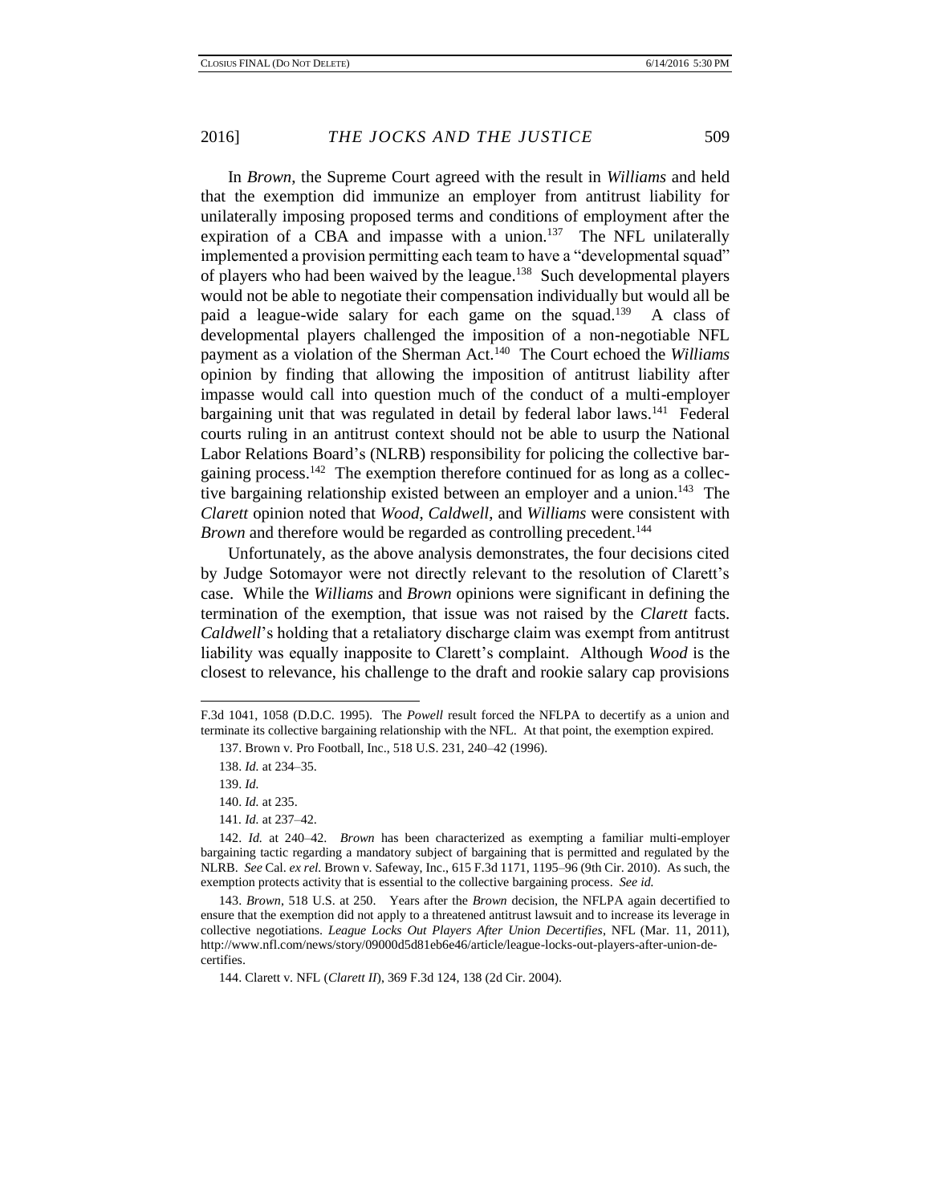In *Brown*, the Supreme Court agreed with the result in *Williams* and held that the exemption did immunize an employer from antitrust liability for unilaterally imposing proposed terms and conditions of employment after the expiration of a CBA and impasse with a union.[137] The NFL unilaterally implemented a provision permitting each team to have a "developmental squad" of players who had been waived by the league.[138] Such developmental players would not be able to negotiate their compensation individually but would all be paid a league-wide salary for each game on the squad.[139] A class of developmental players challenged the imposition of a non-negotiable NFL payment as a violation of the Sherman Act.[140] The Court echoed the *Williams* opinion by finding that allowing the imposition of antitrust liability after impasse would call into question much of the conduct of a multi-employer bargaining unit that was regulated in detail by federal labor laws.[141] Federal courts ruling in an antitrust context should not be able to usurp the National Labor Relations Board's (NLRB) responsibility for policing the collective bargaining process.[142] The exemption therefore continued for as long as a collective bargaining relationship existed between an employer and a union.[143] The *Clarett* opinion noted that *Wood*, *Caldwell*, and *Williams* were consistent with *Brown* and therefore would be regarded as controlling precedent.[144]

Unfortunately, as the above analysis demonstrates, the four decisions cited by Judge Sotomayor were not directly relevant to the resolution of Clarett's case. While the *Williams* and *Brown* opinions were significant in defining the termination of the exemption, that issue was not raised by the *Clarett* facts. *Caldwell*'s holding that a retaliatory discharge claim was exempt from antitrust liability was equally inapposite to Clarett's complaint. Although *Wood* is the closest to relevance, his challenge to the draft and rookie salary cap provisions

---

F.3d 1041, 1058 (D.D.C. 1995). The *Powell* result forced the NFLPA to decertify as a union and terminate its collective bargaining relationship with the NFL. At that point, the exemption expired.

137. Brown v. Pro Football, Inc., 518 U.S. 231, 240–42 (1996).

138. *Id.* at 234–35.

139. *Id.*

140. *Id.* at 235.

141. *Id.* at 237–42.

142. *Id.* at 240–42. *Brown* has been characterized as exempting a familiar multi-employer bargaining tactic regarding a mandatory subject of bargaining that is permitted and regulated by the NLRB. *See* Cal. *ex rel.* Brown v. Safeway, Inc., 615 F.3d 1171, 1195–96 (9th Cir. 2010). As such, the exemption protects activity that is essential to the collective bargaining process. *See id.*

143. *Brown*, 518 U.S. at 250. Years after the *Brown* decision, the NFLPA again decertified to ensure that the exemption did not apply to a threatened antitrust lawsuit and to increase its leverage in collective negotiations. *League Locks Out Players After Union Decertifies*, NFL (Mar. 11, 2011), http://www.nfl.com/news/story/09000d5d81eb6e46/article/league-locks-out-players-after-union-decertifies.

144. Clarett v. NFL (*Clarett II*), 369 F.3d 124, 138 (2d Cir. 2004).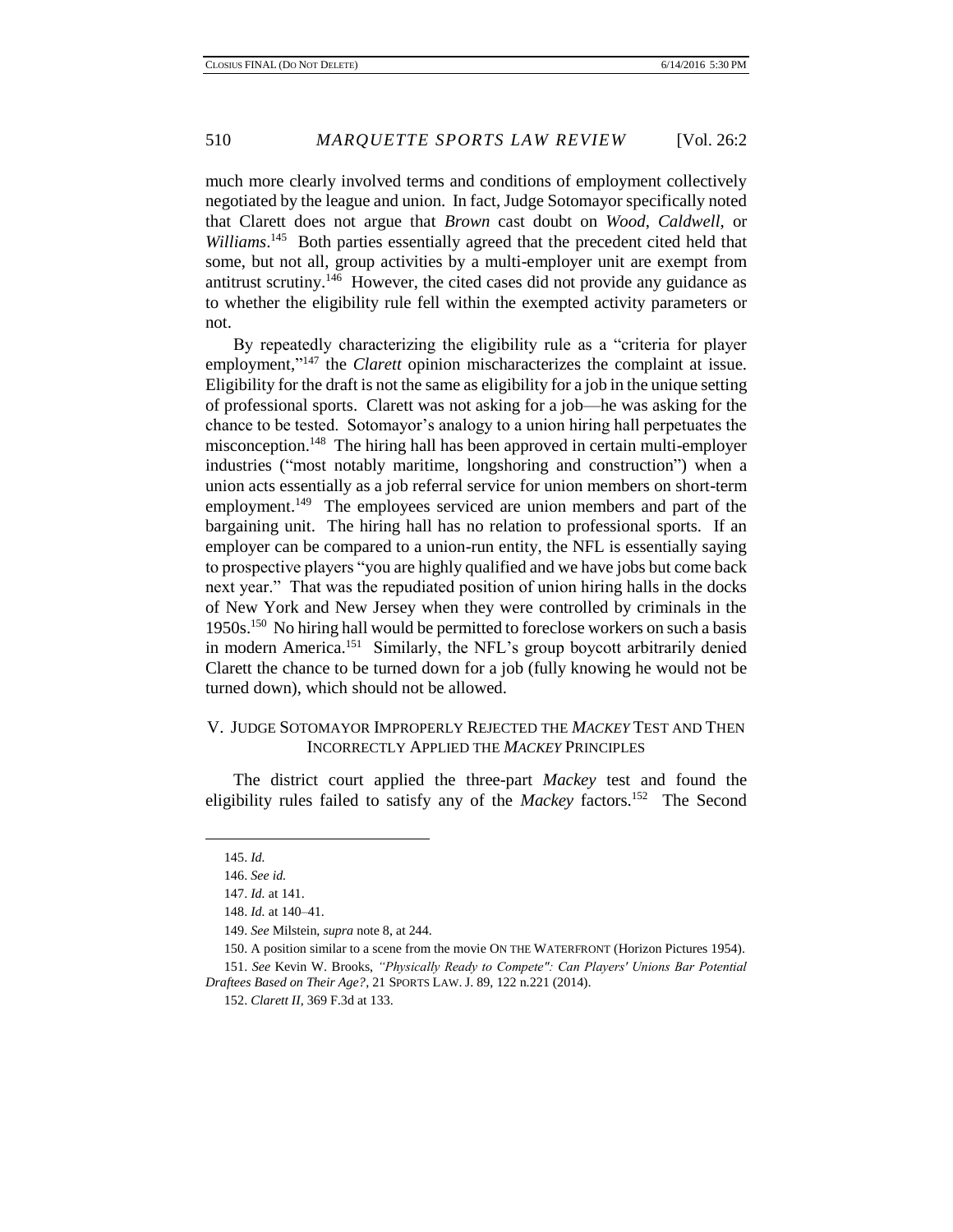much more clearly involved terms and conditions of employment collectively negotiated by the league and union. In fact, Judge Sotomayor specifically noted that Clarett does not argue that *Brown* cast doubt on *Wood*, *Caldwell*, or *Williams*.[145] Both parties essentially agreed that the precedent cited held that some, but not all, group activities by a multi-employer unit are exempt from antitrust scrutiny.[146] However, the cited cases did not provide any guidance as to whether the eligibility rule fell within the exempted activity parameters or not.

By repeatedly characterizing the eligibility rule as a "criteria for player employment,"[147] the *Clarett* opinion mischaracterizes the complaint at issue. Eligibility for the draft is not the same as eligibility for a job in the unique setting of professional sports. Clarett was not asking for a job—he was asking for the chance to be tested. Sotomayor's analogy to a union hiring hall perpetuates the misconception.[148] The hiring hall has been approved in certain multi-employer industries ("most notably maritime, longshoring and construction") when a union acts essentially as a job referral service for union members on short-term employment.[149] The employees serviced are union members and part of the bargaining unit. The hiring hall has no relation to professional sports. If an employer can be compared to a union-run entity, the NFL is essentially saying to prospective players "you are highly qualified and we have jobs but come back next year." That was the repudiated position of union hiring halls in the docks of New York and New Jersey when they were controlled by criminals in the 1950s.[150] No hiring hall would be permitted to foreclose workers on such a basis in modern America.[151] Similarly, the NFL's group boycott arbitrarily denied Clarett the chance to be turned down for a job (fully knowing he would not be turned down), which should not be allowed.

## V. JUDGE SOTOMAYOR IMPROPERLY REJECTED THE *MACKEY* TEST AND THEN INCORRECTLY APPLIED THE *MACKEY* PRINCIPLES

The district court applied the three-part *Mackey* test and found the eligibility rules failed to satisfy any of the *Mackey* factors.[152] The Second

---

145. *Id.*

146. *See id.*

147. *Id.* at 141.

148. *Id.* at 140–41.

149. *See* Milstein, *supra* note 8, at 244.

150. A position similar to a scene from the movie ON THE WATERFRONT (Horizon Pictures 1954).

151. *See* Kevin W. Brooks, *"Physically Ready to Compete": Can Players' Unions Bar Potential Draftees Based on Their Age?*, 21 SPORTS LAW. J. 89, 122 n.221 (2014).

152. *Clarett II*, 369 F.3d at 133.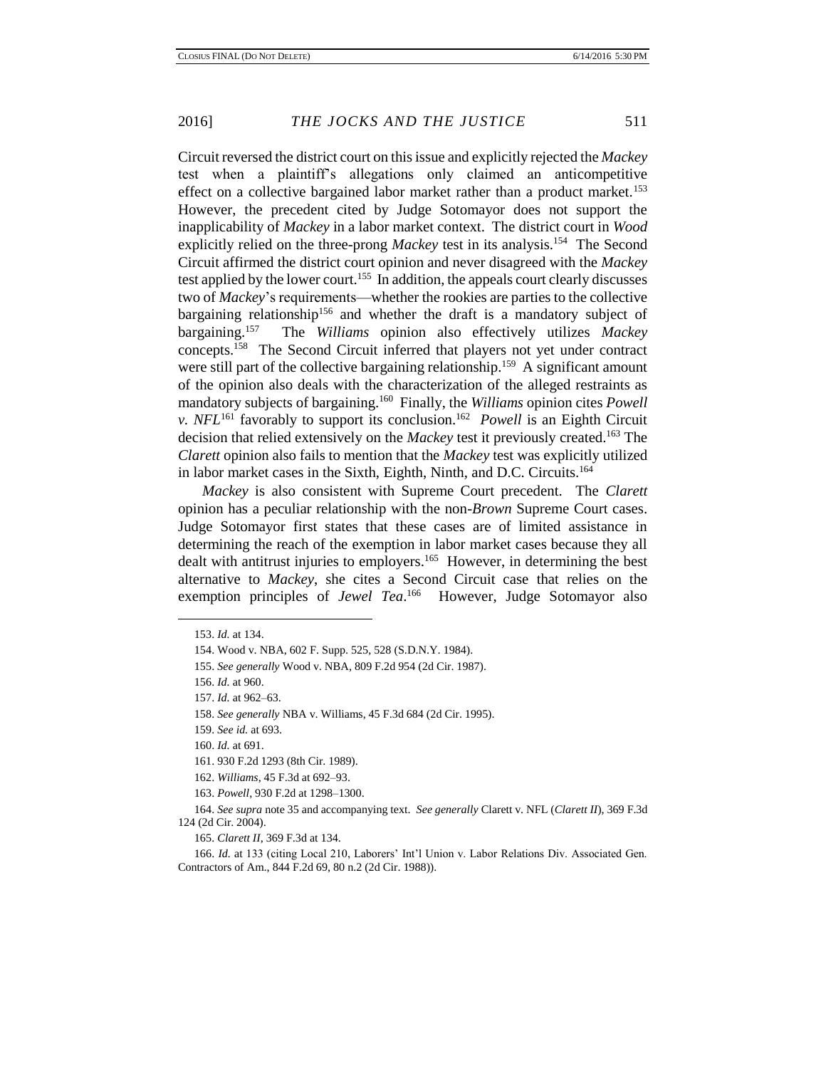Circuit reversed the district court on this issue and explicitly rejected the *Mackey* test when a plaintiff's allegations only claimed an anticompetitive effect on a collective bargained labor market rather than a product market.[153] However, the precedent cited by Judge Sotomayor does not support the inapplicability of *Mackey* in a labor market context. The district court in *Wood* explicitly relied on the three-prong *Mackey* test in its analysis.[154] The Second Circuit affirmed the district court opinion and never disagreed with the *Mackey* test applied by the lower court.[155] In addition, the appeals court clearly discusses two of *Mackey*'s requirements—whether the rookies are parties to the collective bargaining relationship[156] and whether the draft is a mandatory subject of bargaining.[157] The *Williams* opinion also effectively utilizes *Mackey* concepts.[158] The Second Circuit inferred that players not yet under contract were still part of the collective bargaining relationship.[159] A significant amount of the opinion also deals with the characterization of the alleged restraints as mandatory subjects of bargaining.[160] Finally, the *Williams* opinion cites *Powell v. NFL*[161] favorably to support its conclusion.[162] *Powell* is an Eighth Circuit decision that relied extensively on the *Mackey* test it previously created.[163] The *Clarett* opinion also fails to mention that the *Mackey* test was explicitly utilized in labor market cases in the Sixth, Eighth, Ninth, and D.C. Circuits.[164]

*Mackey* is also consistent with Supreme Court precedent. The *Clarett* opinion has a peculiar relationship with the non-*Brown* Supreme Court cases. Judge Sotomayor first states that these cases are of limited assistance in determining the reach of the exemption in labor market cases because they all dealt with antitrust injuries to employers.[165] However, in determining the best alternative to *Mackey*, she cites a Second Circuit case that relies on the exemption principles of *Jewel Tea*.[166] However, Judge Sotomayor also

---

153. *Id.* at 134.

154. Wood v. NBA, 602 F. Supp. 525, 528 (S.D.N.Y. 1984).

155. *See generally* Wood v. NBA, 809 F.2d 954 (2d Cir. 1987).

156. *Id.* at 960.

157. *Id.* at 962–63.

158. *See generally* NBA v. Williams, 45 F.3d 684 (2d Cir. 1995).

159. *See id.* at 693.

160. *Id.* at 691.

161. 930 F.2d 1293 (8th Cir. 1989).

162. *Williams*, 45 F.3d at 692–93.

163. *Powell*, 930 F.2d at 1298–1300.

164. *See supra* note 35 and accompanying text. *See generally* Clarett v. NFL (*Clarett II*), 369 F.3d 124 (2d Cir. 2004).

165. *Clarett II*, 369 F.3d at 134.

166. *Id.* at 133 (citing Local 210, Laborers' Int'l Union v. Labor Relations Div. Associated Gen. Contractors of Am., 844 F.2d 69, 80 n.2 (2d Cir. 1988)).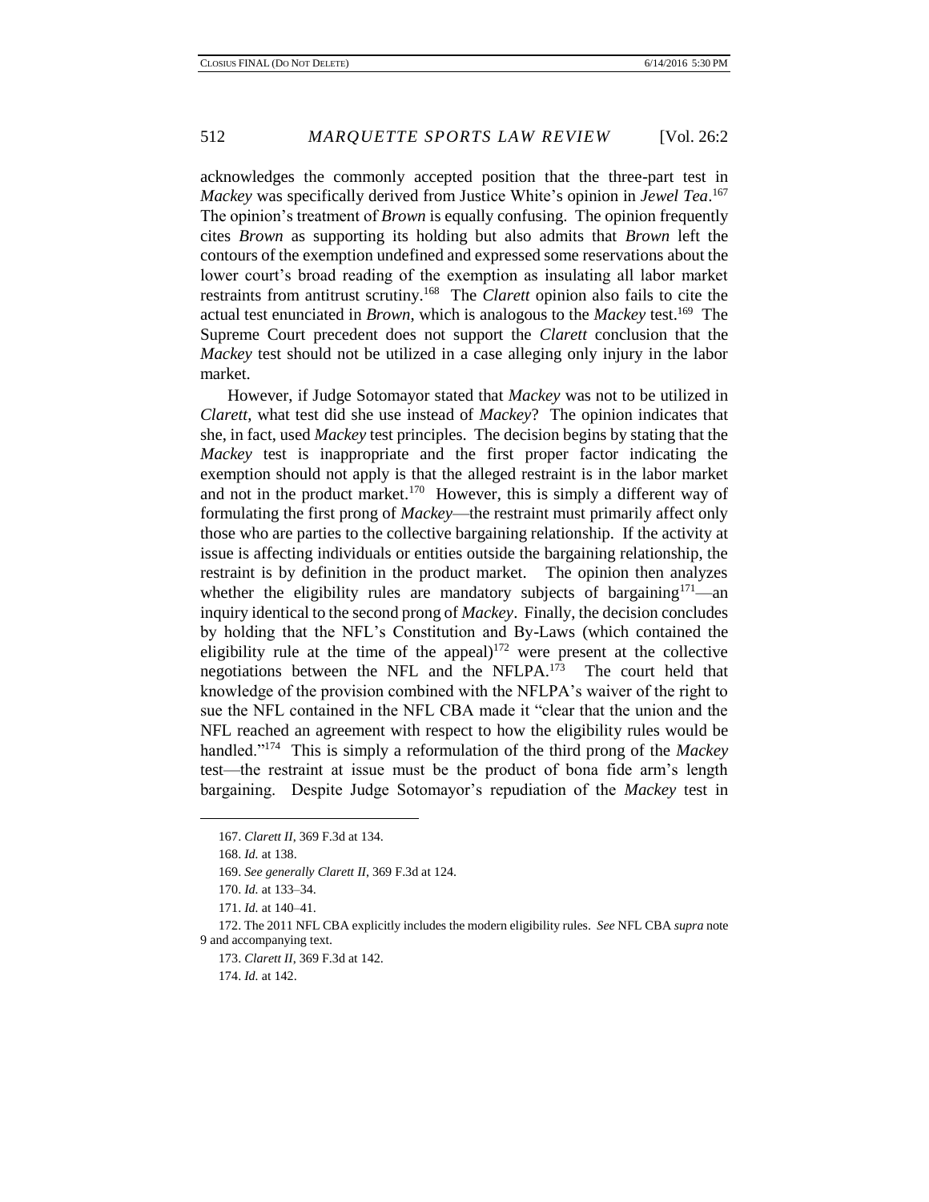acknowledges the commonly accepted position that the three-part test in *Mackey* was specifically derived from Justice White's opinion in *Jewel Tea*.[167] The opinion's treatment of *Brown* is equally confusing. The opinion frequently cites *Brown* as supporting its holding but also admits that *Brown* left the contours of the exemption undefined and expressed some reservations about the lower court's broad reading of the exemption as insulating all labor market restraints from antitrust scrutiny.[168] The *Clarett* opinion also fails to cite the actual test enunciated in *Brown*, which is analogous to the *Mackey* test.[169] The Supreme Court precedent does not support the *Clarett* conclusion that the *Mackey* test should not be utilized in a case alleging only injury in the labor market.

However, if Judge Sotomayor stated that *Mackey* was not to be utilized in *Clarett*, what test did she use instead of *Mackey*? The opinion indicates that she, in fact, used *Mackey* test principles. The decision begins by stating that the *Mackey* test is inappropriate and the first proper factor indicating the exemption should not apply is that the alleged restraint is in the labor market and not in the product market.[170] However, this is simply a different way of formulating the first prong of *Mackey*—the restraint must primarily affect only those who are parties to the collective bargaining relationship. If the activity at issue is affecting individuals or entities outside the bargaining relationship, the restraint is by definition in the product market. The opinion then analyzes whether the eligibility rules are mandatory subjects of bargaining[171]—an inquiry identical to the second prong of *Mackey*. Finally, the decision concludes by holding that the NFL's Constitution and By-Laws (which contained the eligibility rule at the time of the appeal)[172] were present at the collective negotiations between the NFL and the NFLPA.[173] The court held that knowledge of the provision combined with the NFLPA's waiver of the right to sue the NFL contained in the NFL CBA made it "clear that the union and the NFL reached an agreement with respect to how the eligibility rules would be handled."[174] This is simply a reformulation of the third prong of the *Mackey* test—the restraint at issue must be the product of bona fide arm's length bargaining. Despite Judge Sotomayor's repudiation of the *Mackey* test in

167. *Clarett II*, 369 F.3d at 134.

168. *Id.* at 138.

169. *See generally Clarett II*, 369 F.3d at 124.

170. *Id.* at 133–34.

171. *Id.* at 140–41.

172. The 2011 NFL CBA explicitly includes the modern eligibility rules. *See* NFL CBA *supra* note 9 and accompanying text.

173. *Clarett II*, 369 F.3d at 142.

174. *Id.* at 142.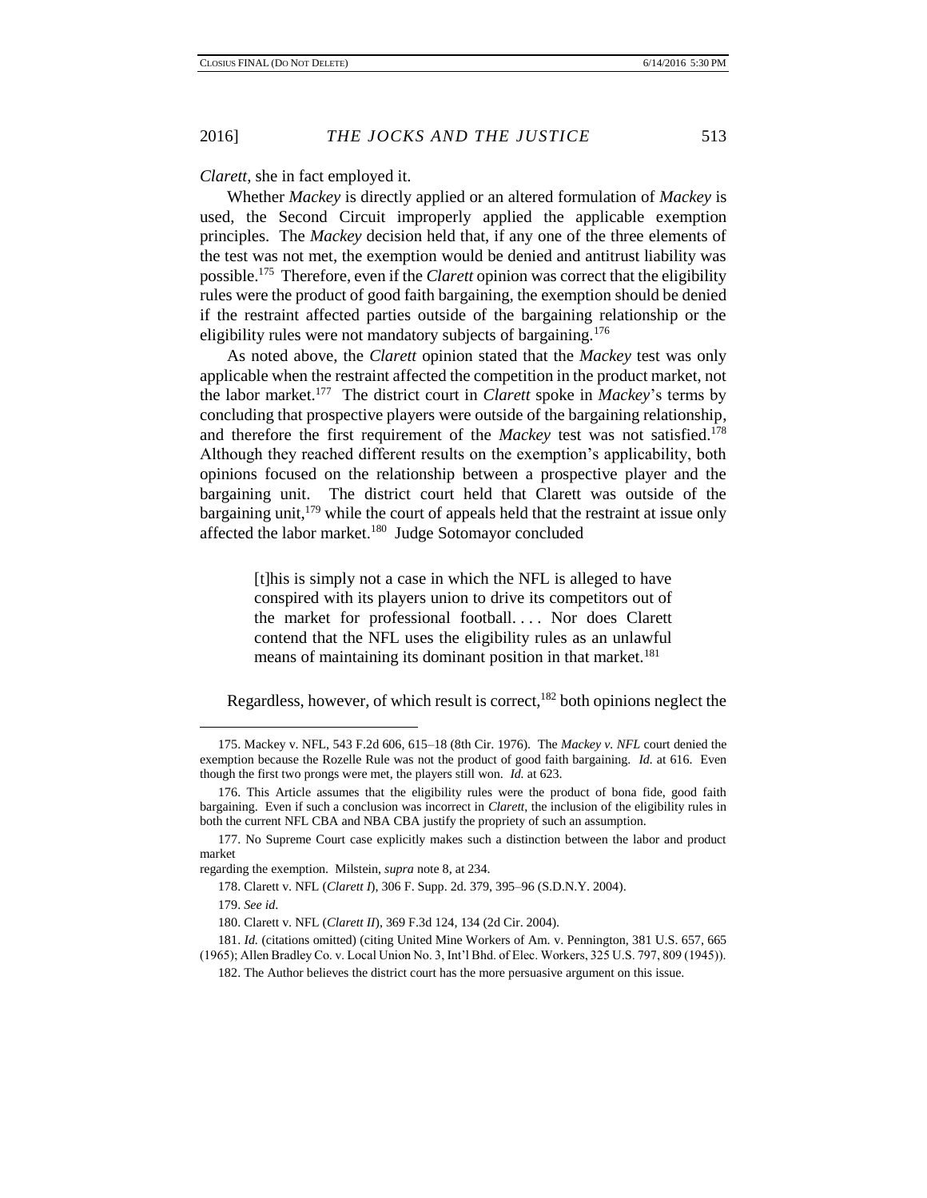*Clarett*, she in fact employed it.

Whether *Mackey* is directly applied or an altered formulation of *Mackey* is used, the Second Circuit improperly applied the applicable exemption principles. The *Mackey* decision held that, if any one of the three elements of the test was not met, the exemption would be denied and antitrust liability was possible.[175] Therefore, even if the *Clarett* opinion was correct that the eligibility rules were the product of good faith bargaining, the exemption should be denied if the restraint affected parties outside of the bargaining relationship or the eligibility rules were not mandatory subjects of bargaining.[176]

As noted above, the *Clarett* opinion stated that the *Mackey* test was only applicable when the restraint affected the competition in the product market, not the labor market.[177] The district court in *Clarett* spoke in *Mackey*'s terms by concluding that prospective players were outside of the bargaining relationship, and therefore the first requirement of the *Mackey* test was not satisfied.[178] Although they reached different results on the exemption's applicability, both opinions focused on the relationship between a prospective player and the bargaining unit. The district court held that Clarett was outside of the bargaining unit,[179] while the court of appeals held that the restraint at issue only affected the labor market.[180] Judge Sotomayor concluded

> [t]his is simply not a case in which the NFL is alleged to have conspired with its players union to drive its competitors out of the market for professional football. . . . Nor does Clarett contend that the NFL uses the eligibility rules as an unlawful means of maintaining its dominant position in that market.[181]

Regardless, however, of which result is correct,[182] both opinions neglect the

---

175. Mackey v. NFL, 543 F.2d 606, 615–18 (8th Cir. 1976). The *Mackey v. NFL* court denied the exemption because the Rozelle Rule was not the product of good faith bargaining. *Id.* at 616. Even though the first two prongs were met, the players still won. *Id.* at 623.

176. This Article assumes that the eligibility rules were the product of bona fide, good faith bargaining. Even if such a conclusion was incorrect in *Clarett*, the inclusion of the eligibility rules in both the current NFL CBA and NBA CBA justify the propriety of such an assumption.

177. No Supreme Court case explicitly makes such a distinction between the labor and product market regarding the exemption. Milstein, *supra* note 8, at 234.

178. Clarett v. NFL (*Clarett I*), 306 F. Supp. 2d. 379, 395–96 (S.D.N.Y. 2004).

179. *See id.*

180. Clarett v. NFL (*Clarett II*), 369 F.3d 124, 134 (2d Cir. 2004).

181. *Id.* (citations omitted) (citing United Mine Workers of Am. v. Pennington, 381 U.S. 657, 665 (1965); Allen Bradley Co. v. Local Union No. 3, Int'l Bhd. of Elec. Workers, 325 U.S. 797, 809 (1945)).

182. The Author believes the district court has the more persuasive argument on this issue.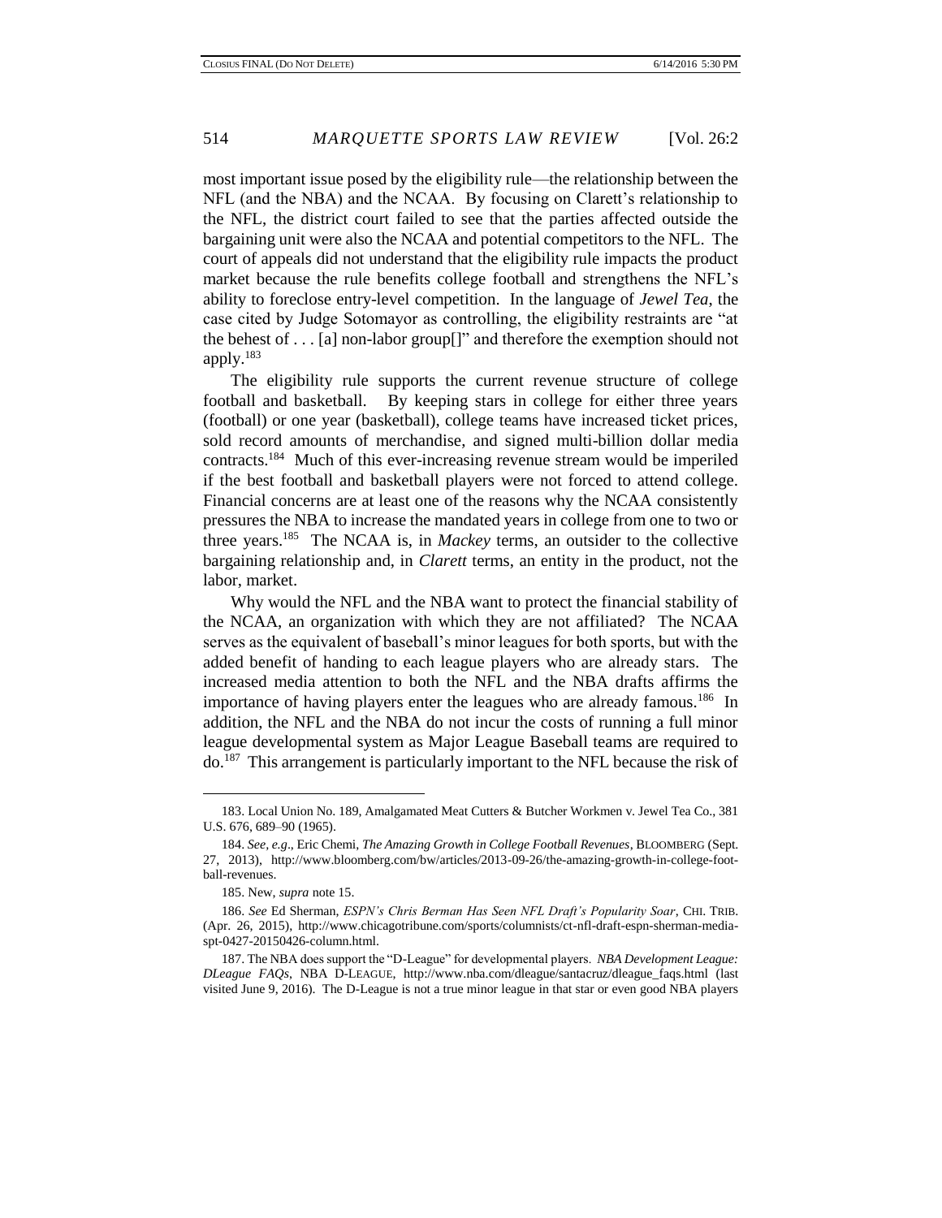most important issue posed by the eligibility rule—the relationship between the NFL (and the NBA) and the NCAA. By focusing on Clarett's relationship to the NFL, the district court failed to see that the parties affected outside the bargaining unit were also the NCAA and potential competitors to the NFL. The court of appeals did not understand that the eligibility rule impacts the product market because the rule benefits college football and strengthens the NFL's ability to foreclose entry-level competition. In the language of *Jewel Tea*, the case cited by Judge Sotomayor as controlling, the eligibility restraints are "at the behest of . . . [a] non-labor group[]" and therefore the exemption should not apply.[183]

The eligibility rule supports the current revenue structure of college football and basketball. By keeping stars in college for either three years (football) or one year (basketball), college teams have increased ticket prices, sold record amounts of merchandise, and signed multi-billion dollar media contracts.[184] Much of this ever-increasing revenue stream would be imperiled if the best football and basketball players were not forced to attend college. Financial concerns are at least one of the reasons why the NCAA consistently pressures the NBA to increase the mandated years in college from one to two or three years.[185] The NCAA is, in *Mackey* terms, an outsider to the collective bargaining relationship and, in *Clarett* terms, an entity in the product, not the labor, market.

Why would the NFL and the NBA want to protect the financial stability of the NCAA, an organization with which they are not affiliated? The NCAA serves as the equivalent of baseball's minor leagues for both sports, but with the added benefit of handing to each league players who are already stars. The increased media attention to both the NFL and the NBA drafts affirms the importance of having players enter the leagues who are already famous.[186] In addition, the NFL and the NBA do not incur the costs of running a full minor league developmental system as Major League Baseball teams are required to do.[187] This arrangement is particularly important to the NFL because the risk of

---

183. Local Union No. 189, Amalgamated Meat Cutters & Butcher Workmen v. Jewel Tea Co., 381 U.S. 676, 689–90 (1965).

184. *See, e.g.*, Eric Chemi, *The Amazing Growth in College Football Revenues*, BLOOMBERG (Sept. 27, 2013), http://www.bloomberg.com/bw/articles/2013-09-26/the-amazing-growth-in-college-football-revenues.

185. New, *supra* note 15.

186. *See* Ed Sherman, *ESPN's Chris Berman Has Seen NFL Draft's Popularity Soar*, CHI. TRIB. (Apr. 26, 2015), http://www.chicagotribune.com/sports/columnists/ct-nfl-draft-espn-sherman-media-spt-0427-20150426-column.html.

187. The NBA does support the "D-League" for developmental players. *NBA Development League: DLeague FAQs*, NBA D-LEAGUE, http://www.nba.com/dleague/santacruz/dleague_faqs.html (last visited June 9, 2016). The D-League is not a true minor league in that star or even good NBA players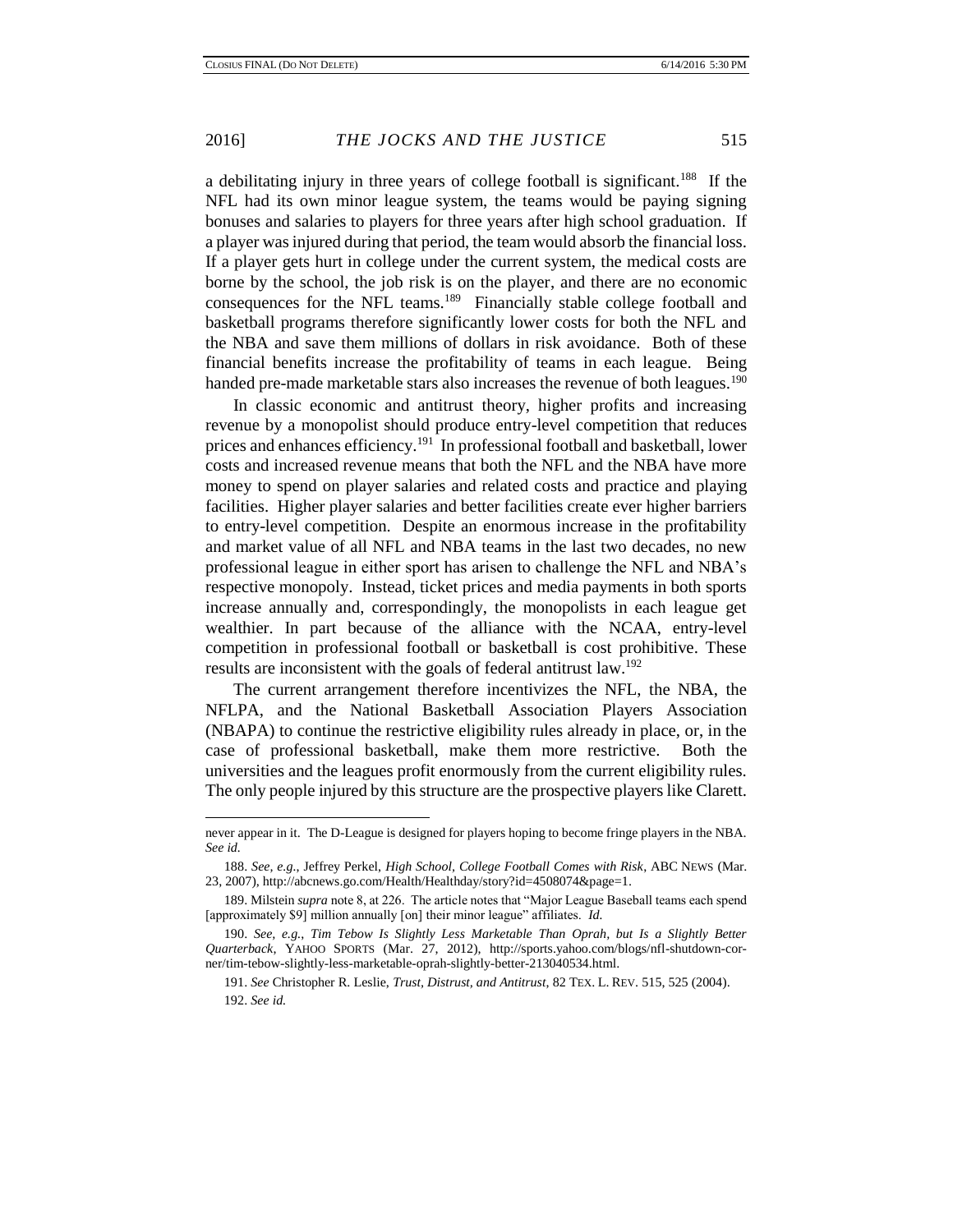a debilitating injury in three years of college football is significant.[188] If the NFL had its own minor league system, the teams would be paying signing bonuses and salaries to players for three years after high school graduation. If a player was injured during that period, the team would absorb the financial loss. If a player gets hurt in college under the current system, the medical costs are borne by the school, the job risk is on the player, and there are no economic consequences for the NFL teams.[189] Financially stable college football and basketball programs therefore significantly lower costs for both the NFL and the NBA and save them millions of dollars in risk avoidance. Both of these financial benefits increase the profitability of teams in each league. Being handed pre-made marketable stars also increases the revenue of both leagues.[190]

In classic economic and antitrust theory, higher profits and increasing revenue by a monopolist should produce entry-level competition that reduces prices and enhances efficiency.[191] In professional football and basketball, lower costs and increased revenue means that both the NFL and the NBA have more money to spend on player salaries and related costs and practice and playing facilities. Higher player salaries and better facilities create ever higher barriers to entry-level competition. Despite an enormous increase in the profitability and market value of all NFL and NBA teams in the last two decades, no new professional league in either sport has arisen to challenge the NFL and NBA's respective monopoly. Instead, ticket prices and media payments in both sports increase annually and, correspondingly, the monopolists in each league get wealthier. In part because of the alliance with the NCAA, entry-level competition in professional football or basketball is cost prohibitive. These results are inconsistent with the goals of federal antitrust law.[192]

The current arrangement therefore incentivizes the NFL, the NBA, the NFLPA, and the National Basketball Association Players Association (NBAPA) to continue the restrictive eligibility rules already in place, or, in the case of professional basketball, make them more restrictive. Both the universities and the leagues profit enormously from the current eligibility rules. The only people injured by this structure are the prospective players like Clarett.

---

never appear in it. The D-League is designed for players hoping to become fringe players in the NBA. *See id.*

188. *See, e.g.*, Jeffrey Perkel, *High School, College Football Comes with Risk*, ABC NEWS (Mar. 23, 2007), http://abcnews.go.com/Health/Healthday/story?id=4508074&page=1.

189. Milstein *supra* note 8, at 226. The article notes that "Major League Baseball teams each spend [approximately $9] million annually [on] their minor league" affiliates. *Id.*

190. *See, e.g.*, *Tim Tebow Is Slightly Less Marketable Than Oprah, but Is a Slightly Better Quarterback*, YAHOO SPORTS (Mar. 27, 2012), http://sports.yahoo.com/blogs/nfl-shutdown-corner/tim-tebow-slightly-less-marketable-oprah-slightly-better-213040534.html.

191. *See* Christopher R. Leslie, *Trust, Distrust, and Antitrust*, 82 TEX. L. REV. 515, 525 (2004).

192. *See id.*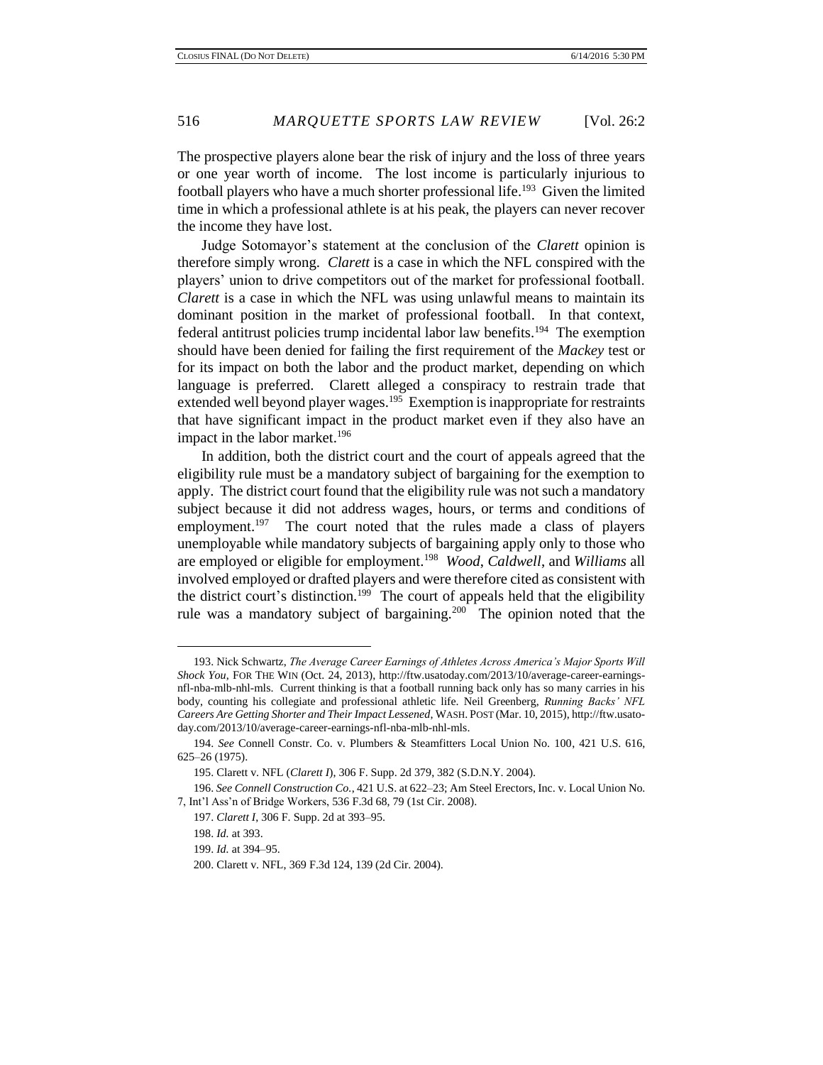The prospective players alone bear the risk of injury and the loss of three years or one year worth of income. The lost income is particularly injurious to football players who have a much shorter professional life.[193] Given the limited time in which a professional athlete is at his peak, the players can never recover the income they have lost.

Judge Sotomayor's statement at the conclusion of the *Clarett* opinion is therefore simply wrong. *Clarett* is a case in which the NFL conspired with the players' union to drive competitors out of the market for professional football. *Clarett* is a case in which the NFL was using unlawful means to maintain its dominant position in the market of professional football. In that context, federal antitrust policies trump incidental labor law benefits.[194] The exemption should have been denied for failing the first requirement of the *Mackey* test or for its impact on both the labor and the product market, depending on which language is preferred. Clarett alleged a conspiracy to restrain trade that extended well beyond player wages.[195] Exemption is inappropriate for restraints that have significant impact in the product market even if they also have an impact in the labor market.[196]

In addition, both the district court and the court of appeals agreed that the eligibility rule must be a mandatory subject of bargaining for the exemption to apply. The district court found that the eligibility rule was not such a mandatory subject because it did not address wages, hours, or terms and conditions of employment.[197] The court noted that the rules made a class of players unemployable while mandatory subjects of bargaining apply only to those who are employed or eligible for employment.[198] *Wood*, *Caldwell*, and *Williams* all involved employed or drafted players and were therefore cited as consistent with the district court's distinction.[199] The court of appeals held that the eligibility rule was a mandatory subject of bargaining.[200] The opinion noted that the

---

193. Nick Schwartz, *The Average Career Earnings of Athletes Across America's Major Sports Will Shock You*, FOR THE WIN (Oct. 24, 2013), http://ftw.usatoday.com/2013/10/average-career-earnings-nfl-nba-mlb-nhl-mls. Current thinking is that a football running back only has so many carries in his body, counting his collegiate and professional athletic life. Neil Greenberg, *Running Backs' NFL Careers Are Getting Shorter and Their Impact Lessened*, WASH. POST (Mar. 10, 2015), http://ftw.usatoday.com/2013/10/average-career-earnings-nfl-nba-mlb-nhl-mls.

194. *See* Connell Constr. Co. v. Plumbers & Steamfitters Local Union No. 100, 421 U.S. 616, 625–26 (1975).

195. Clarett v. NFL (*Clarett I*), 306 F. Supp. 2d 379, 382 (S.D.N.Y. 2004).

196. *See Connell Construction Co.*, 421 U.S. at 622–23; Am Steel Erectors, Inc. v. Local Union No. 7, Int'l Ass'n of Bridge Workers, 536 F.3d 68, 79 (1st Cir. 2008).

197. *Clarett I*, 306 F. Supp. 2d at 393–95.

198. *Id.* at 393.

199. *Id.* at 394–95.

200. Clarett v. NFL, 369 F.3d 124, 139 (2d Cir. 2004).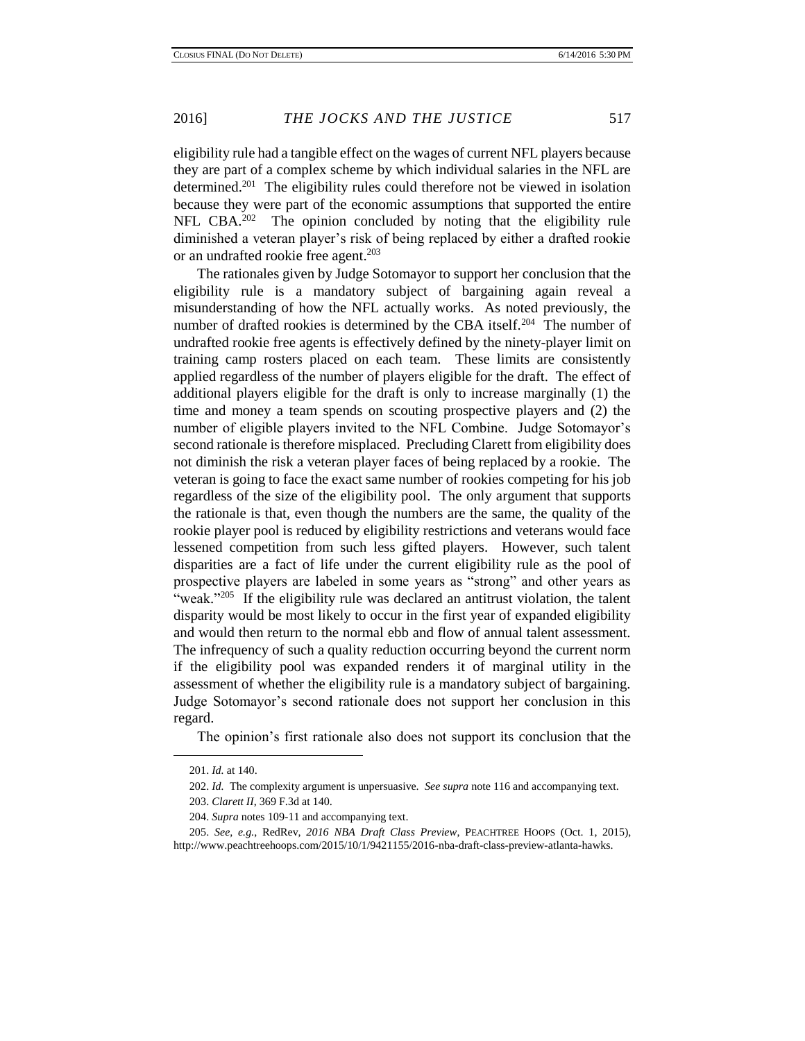eligibility rule had a tangible effect on the wages of current NFL players because they are part of a complex scheme by which individual salaries in the NFL are determined.[201] The eligibility rules could therefore not be viewed in isolation because they were part of the economic assumptions that supported the entire NFL CBA.[202] The opinion concluded by noting that the eligibility rule diminished a veteran player's risk of being replaced by either a drafted rookie or an undrafted rookie free agent.[203]

The rationales given by Judge Sotomayor to support her conclusion that the eligibility rule is a mandatory subject of bargaining again reveal a misunderstanding of how the NFL actually works. As noted previously, the number of drafted rookies is determined by the CBA itself.[204] The number of undrafted rookie free agents is effectively defined by the ninety-player limit on training camp rosters placed on each team. These limits are consistently applied regardless of the number of players eligible for the draft. The effect of additional players eligible for the draft is only to increase marginally (1) the time and money a team spends on scouting prospective players and (2) the number of eligible players invited to the NFL Combine. Judge Sotomayor's second rationale is therefore misplaced. Precluding Clarett from eligibility does not diminish the risk a veteran player faces of being replaced by a rookie. The veteran is going to face the exact same number of rookies competing for his job regardless of the size of the eligibility pool. The only argument that supports the rationale is that, even though the numbers are the same, the quality of the rookie player pool is reduced by eligibility restrictions and veterans would face lessened competition from such less gifted players. However, such talent disparities are a fact of life under the current eligibility rule as the pool of prospective players are labeled in some years as "strong" and other years as "weak."[205] If the eligibility rule was declared an antitrust violation, the talent disparity would be most likely to occur in the first year of expanded eligibility and would then return to the normal ebb and flow of annual talent assessment. The infrequency of such a quality reduction occurring beyond the current norm if the eligibility pool was expanded renders it of marginal utility in the assessment of whether the eligibility rule is a mandatory subject of bargaining. Judge Sotomayor's second rationale does not support her conclusion in this regard.

The opinion's first rationale also does not support its conclusion that the

---

201. *Id.* at 140.

202. *Id.* The complexity argument is unpersuasive. *See supra* note 116 and accompanying text.

203. *Clarett II*, 369 F.3d at 140.

204. *Supra* notes 109-11 and accompanying text.

205. *See, e.g.*, RedRev, *2016 NBA Draft Class Preview*, PEACHTREE HOOPS (Oct. 1, 2015), http://www.peachtreehoops.com/2015/10/1/9421155/2016-nba-draft-class-preview-atlanta-hawks.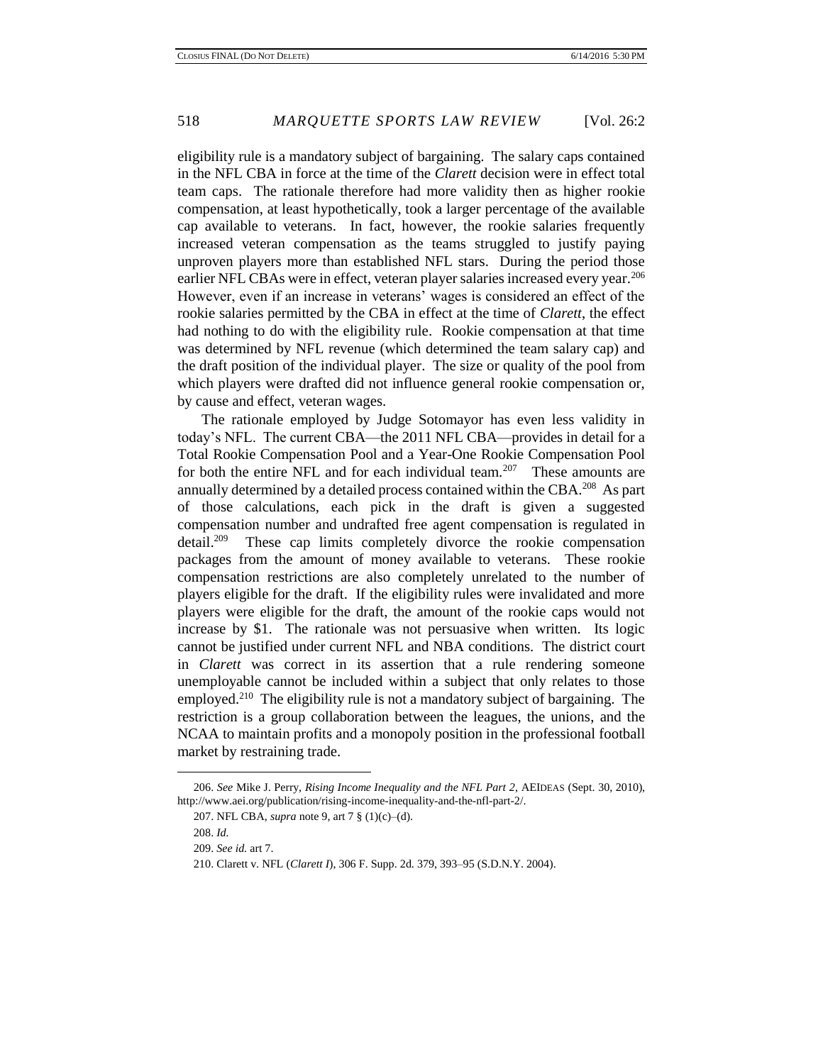eligibility rule is a mandatory subject of bargaining. The salary caps contained in the NFL CBA in force at the time of the *Clarett* decision were in effect total team caps. The rationale therefore had more validity then as higher rookie compensation, at least hypothetically, took a larger percentage of the available cap available to veterans. In fact, however, the rookie salaries frequently increased veteran compensation as the teams struggled to justify paying unproven players more than established NFL stars. During the period those earlier NFL CBAs were in effect, veteran player salaries increased every year.[206] However, even if an increase in veterans' wages is considered an effect of the rookie salaries permitted by the CBA in effect at the time of *Clarett*, the effect had nothing to do with the eligibility rule. Rookie compensation at that time was determined by NFL revenue (which determined the team salary cap) and the draft position of the individual player. The size or quality of the pool from which players were drafted did not influence general rookie compensation or, by cause and effect, veteran wages.

The rationale employed by Judge Sotomayor has even less validity in today's NFL. The current CBA—the 2011 NFL CBA—provides in detail for a Total Rookie Compensation Pool and a Year-One Rookie Compensation Pool for both the entire NFL and for each individual team.[207] These amounts are annually determined by a detailed process contained within the CBA.[208] As part of those calculations, each pick in the draft is given a suggested compensation number and undrafted free agent compensation is regulated in detail.[209] These cap limits completely divorce the rookie compensation packages from the amount of money available to veterans. These rookie compensation restrictions are also completely unrelated to the number of players eligible for the draft. If the eligibility rules were invalidated and more players were eligible for the draft, the amount of the rookie caps would not increase by $1. The rationale was not persuasive when written. Its logic cannot be justified under current NFL and NBA conditions. The district court in *Clarett* was correct in its assertion that a rule rendering someone unemployable cannot be included within a subject that only relates to those employed.[210] The eligibility rule is not a mandatory subject of bargaining. The restriction is a group collaboration between the leagues, the unions, and the NCAA to maintain profits and a monopoly position in the professional football market by restraining trade.

---

206. *See* Mike J. Perry, *Rising Income Inequality and the NFL Part 2*, AEIDEAS (Sept. 30, 2010), http://www.aei.org/publication/rising-income-inequality-and-the-nfl-part-2/.

207. NFL CBA, *supra* note 9, art 7 § (1)(c)–(d).

208. *Id.*

209. *See id.* art 7.

210. Clarett v. NFL (*Clarett I*), 306 F. Supp. 2d. 379, 393–95 (S.D.N.Y. 2004).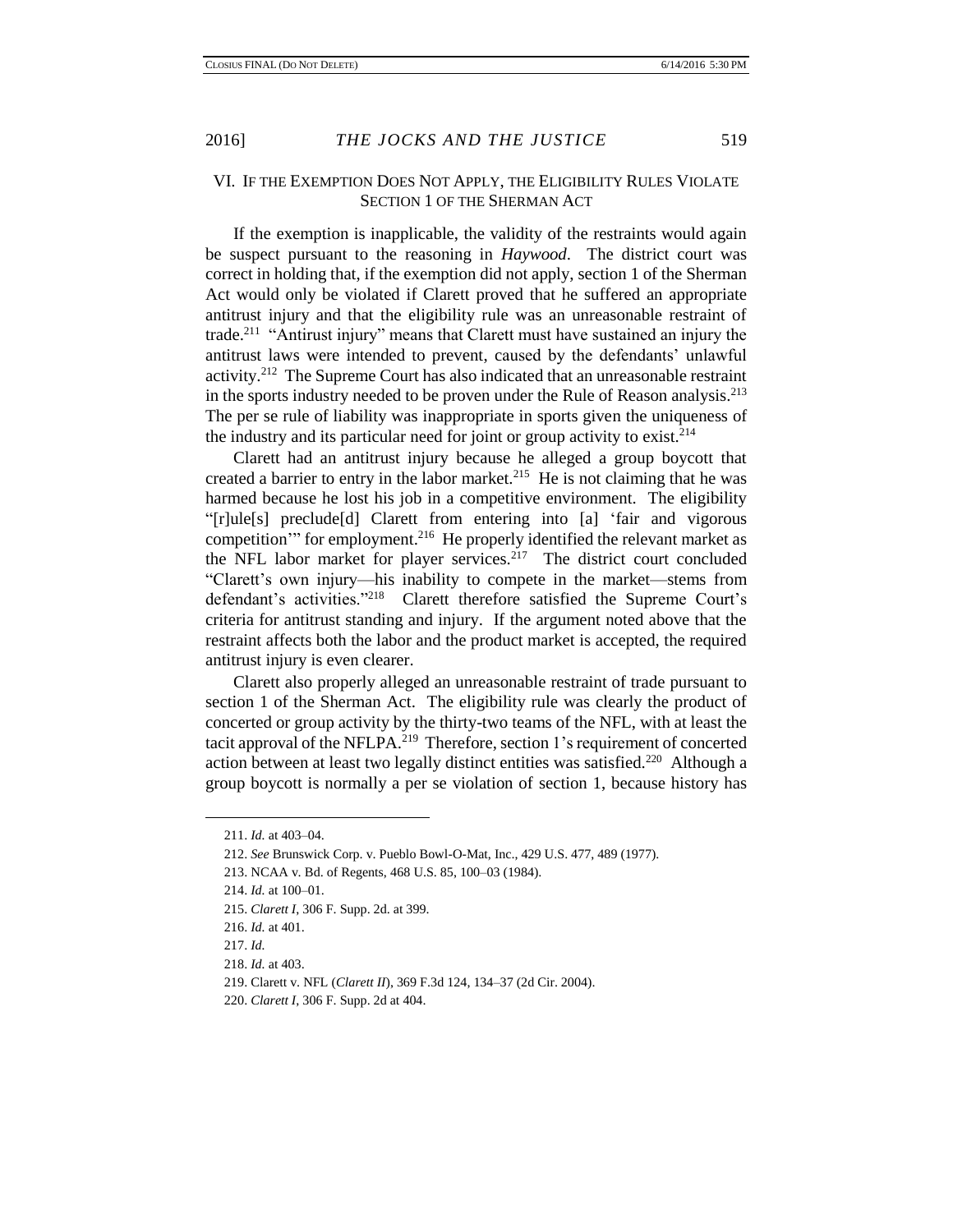## VI. If the Exemption Does Not Apply, the Eligibility Rules Violate Section 1 of the Sherman Act

If the exemption is inapplicable, the validity of the restraints would again be suspect pursuant to the reasoning in *Haywood*. The district court was correct in holding that, if the exemption did not apply, section 1 of the Sherman Act would only be violated if Clarett proved that he suffered an appropriate antitrust injury and that the eligibility rule was an unreasonable restraint of trade.[211] "Antirust injury" means that Clarett must have sustained an injury the antitrust laws were intended to prevent, caused by the defendants' unlawful activity.[212] The Supreme Court has also indicated that an unreasonable restraint in the sports industry needed to be proven under the Rule of Reason analysis.[213] The per se rule of liability was inappropriate in sports given the uniqueness of the industry and its particular need for joint or group activity to exist.[214]

Clarett had an antitrust injury because he alleged a group boycott that created a barrier to entry in the labor market.[215] He is not claiming that he was harmed because he lost his job in a competitive environment. The eligibility "[r]ule[s] preclude[d] Clarett from entering into [a] 'fair and vigorous competition'" for employment.[216] He properly identified the relevant market as the NFL labor market for player services.[217] The district court concluded "Clarett's own injury—his inability to compete in the market—stems from defendant's activities."[218] Clarett therefore satisfied the Supreme Court's criteria for antitrust standing and injury. If the argument noted above that the restraint affects both the labor and the product market is accepted, the required antitrust injury is even clearer.

Clarett also properly alleged an unreasonable restraint of trade pursuant to section 1 of the Sherman Act. The eligibility rule was clearly the product of concerted or group activity by the thirty-two teams of the NFL, with at least the tacit approval of the NFLPA.[219] Therefore, section 1's requirement of concerted action between at least two legally distinct entities was satisfied.[220] Although a group boycott is normally a per se violation of section 1, because history has

---

211. *Id.* at 403–04.

212. *See* Brunswick Corp. v. Pueblo Bowl-O-Mat, Inc., 429 U.S. 477, 489 (1977).

213. NCAA v. Bd. of Regents, 468 U.S. 85, 100–03 (1984).

214. *Id.* at 100–01.

215. *Clarett I*, 306 F. Supp. 2d. at 399.

216. *Id.* at 401.

217. *Id.*

218. *Id.* at 403.

219. Clarett v. NFL (*Clarett II*), 369 F.3d 124, 134–37 (2d Cir. 2004).

220. *Clarett I*, 306 F. Supp. 2d at 404.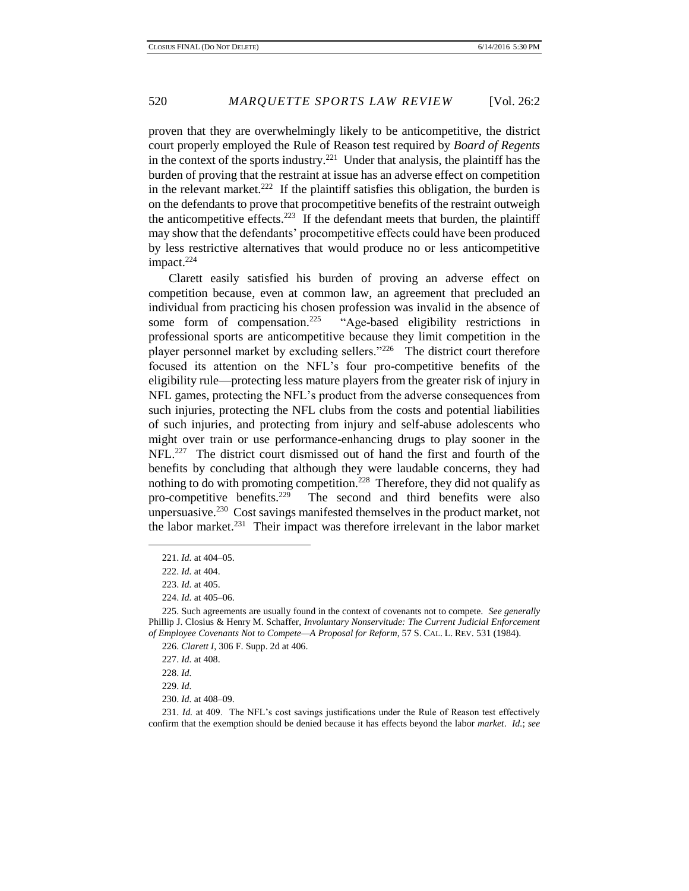proven that they are overwhelmingly likely to be anticompetitive, the district court properly employed the Rule of Reason test required by *Board of Regents* in the context of the sports industry.[221] Under that analysis, the plaintiff has the burden of proving that the restraint at issue has an adverse effect on competition in the relevant market.[222] If the plaintiff satisfies this obligation, the burden is on the defendants to prove that procompetitive benefits of the restraint outweigh the anticompetitive effects.[223] If the defendant meets that burden, the plaintiff may show that the defendants' procompetitive effects could have been produced by less restrictive alternatives that would produce no or less anticompetitive impact.[224]

Clarett easily satisfied his burden of proving an adverse effect on competition because, even at common law, an agreement that precluded an individual from practicing his chosen profession was invalid in the absence of some form of compensation.[225] "Age-based eligibility restrictions in professional sports are anticompetitive because they limit competition in the player personnel market by excluding sellers."[226] The district court therefore focused its attention on the NFL's four pro-competitive benefits of the eligibility rule—protecting less mature players from the greater risk of injury in NFL games, protecting the NFL's product from the adverse consequences from such injuries, protecting the NFL clubs from the costs and potential liabilities of such injuries, and protecting from injury and self-abuse adolescents who might over train or use performance-enhancing drugs to play sooner in the NFL.[227] The district court dismissed out of hand the first and fourth of the benefits by concluding that although they were laudable concerns, they had nothing to do with promoting competition.[228] Therefore, they did not qualify as pro-competitive benefits.[229] The second and third benefits were also unpersuasive.[230] Cost savings manifested themselves in the product market, not the labor market.[231] Their impact was therefore irrelevant in the labor market

---

221. *Id.* at 404–05.

222. *Id.* at 404.

223. *Id.* at 405.

224. *Id.* at 405–06.

225. Such agreements are usually found in the context of covenants not to compete. *See generally* Phillip J. Closius & Henry M. Schaffer, *Involuntary Nonservitude: The Current Judicial Enforcement of Employee Covenants Not to Compete—A Proposal for Reform*, 57 S. CAL. L. REV. 531 (1984).

226. *Clarett I*, 306 F. Supp. 2d at 406.

227. *Id.* at 408.

228. *Id.*

229. *Id.*

230. *Id.* at 408–09.

231. *Id.* at 409. The NFL's cost savings justifications under the Rule of Reason test effectively confirm that the exemption should be denied because it has effects beyond the labor *market*. *Id.*; *see*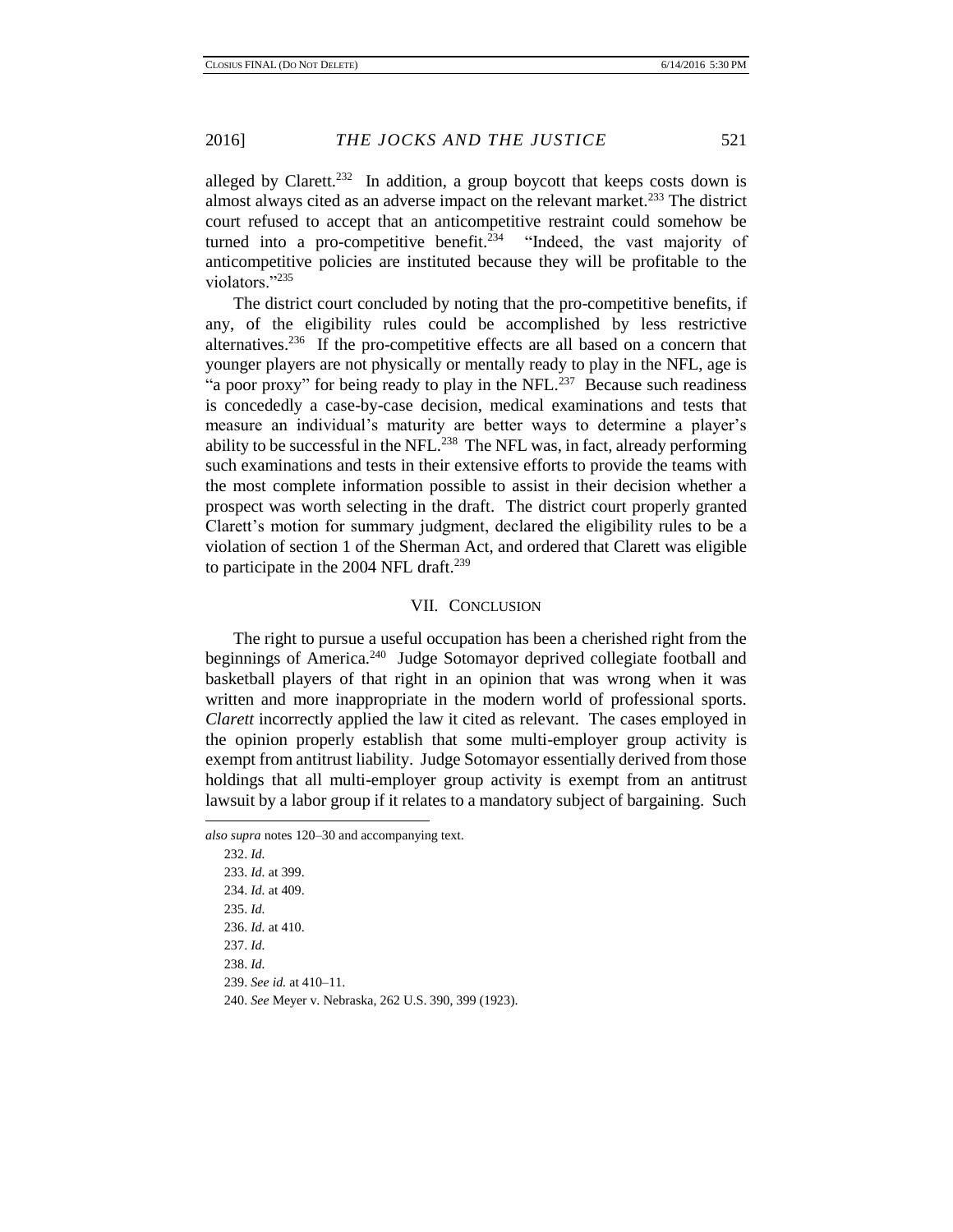alleged by Clarett.[232] In addition, a group boycott that keeps costs down is almost always cited as an adverse impact on the relevant market.[233] The district court refused to accept that an anticompetitive restraint could somehow be turned into a pro-competitive benefit.[234] "Indeed, the vast majority of anticompetitive policies are instituted because they will be profitable to the violators."[235]

The district court concluded by noting that the pro-competitive benefits, if any, of the eligibility rules could be accomplished by less restrictive alternatives.[236] If the pro-competitive effects are all based on a concern that younger players are not physically or mentally ready to play in the NFL, age is "a poor proxy" for being ready to play in the NFL.[237] Because such readiness is concededly a case-by-case decision, medical examinations and tests that measure an individual's maturity are better ways to determine a player's ability to be successful in the NFL.[238] The NFL was, in fact, already performing such examinations and tests in their extensive efforts to provide the teams with the most complete information possible to assist in their decision whether a prospect was worth selecting in the draft. The district court properly granted Clarett's motion for summary judgment, declared the eligibility rules to be a violation of section 1 of the Sherman Act, and ordered that Clarett was eligible to participate in the 2004 NFL draft.[239]

## VII. Conclusion

The right to pursue a useful occupation has been a cherished right from the beginnings of America.[240] Judge Sotomayor deprived collegiate football and basketball players of that right in an opinion that was wrong when it was written and more inappropriate in the modern world of professional sports. *Clarett* incorrectly applied the law it cited as relevant. The cases employed in the opinion properly establish that some multi-employer group activity is exempt from antitrust liability. Judge Sotomayor essentially derived from those holdings that all multi-employer group activity is exempt from an antitrust lawsuit by a labor group if it relates to a mandatory subject of bargaining. Such

---

*also supra* notes 120–30 and accompanying text.

232. *Id.*

233. *Id.* at 399.

234. *Id.* at 409.

235. *Id.*

236. *Id.* at 410.

237. *Id.*

238. *Id.*

239. *See id.* at 410–11.

240. *See* Meyer v. Nebraska, 262 U.S. 390, 399 (1923).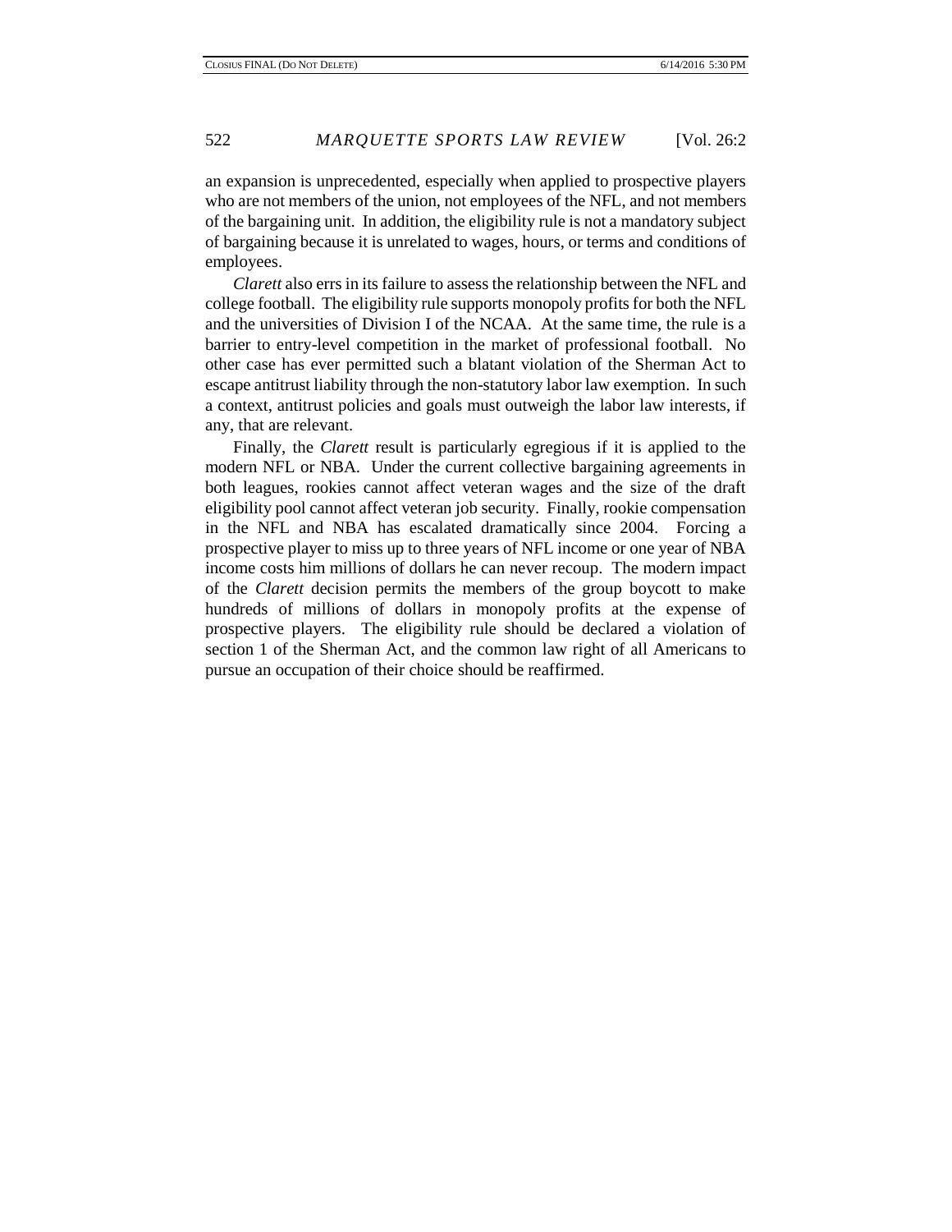an expansion is unprecedented, especially when applied to prospective players who are not members of the union, not employees of the NFL, and not members of the bargaining unit. In addition, the eligibility rule is not a mandatory subject of bargaining because it is unrelated to wages, hours, or terms and conditions of employees.

*Clarett* also errs in its failure to assess the relationship between the NFL and college football. The eligibility rule supports monopoly profits for both the NFL and the universities of Division I of the NCAA. At the same time, the rule is a barrier to entry-level competition in the market of professional football. No other case has ever permitted such a blatant violation of the Sherman Act to escape antitrust liability through the non-statutory labor law exemption. In such a context, antitrust policies and goals must outweigh the labor law interests, if any, that are relevant.

Finally, the *Clarett* result is particularly egregious if it is applied to the modern NFL or NBA. Under the current collective bargaining agreements in both leagues, rookies cannot affect veteran wages and the size of the draft eligibility pool cannot affect veteran job security. Finally, rookie compensation in the NFL and NBA has escalated dramatically since 2004. Forcing a prospective player to miss up to three years of NFL income or one year of NBA income costs him millions of dollars he can never recoup. The modern impact of the *Clarett* decision permits the members of the group boycott to make hundreds of millions of dollars in monopoly profits at the expense of prospective players. The eligibility rule should be declared a violation of section 1 of the Sherman Act, and the common law right of all Americans to pursue an occupation of their choice should be reaffirmed.